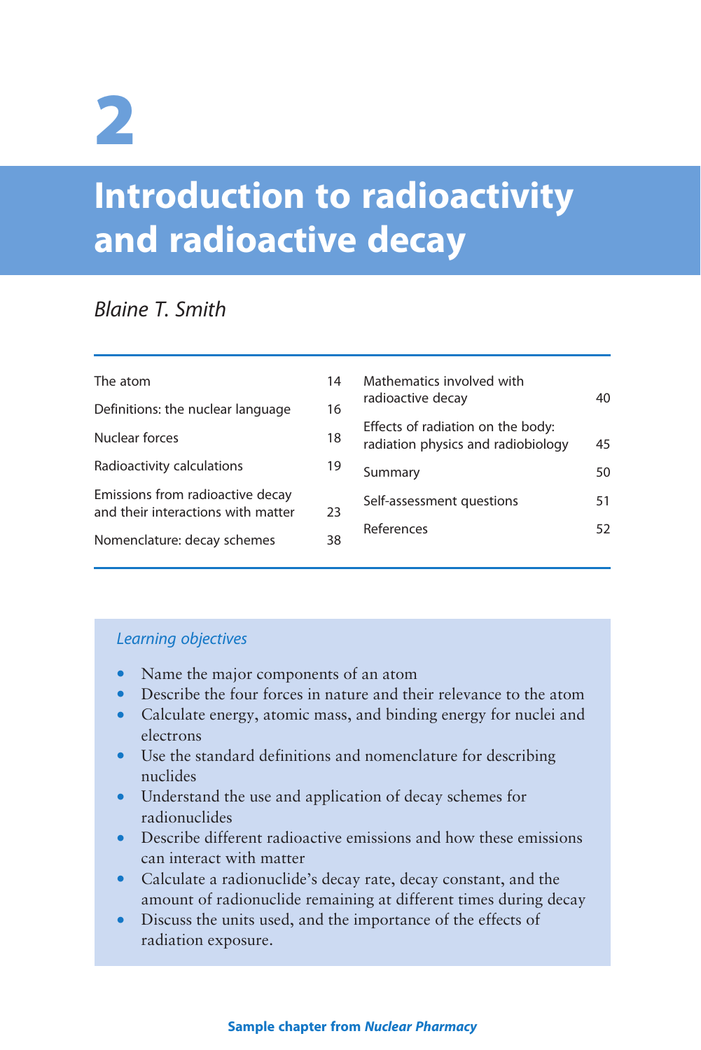# 2

# Introduction to radioactivity and radioactive decay

*Blaine T. Smith*

| | |
|---|---|
| The atom | 14 |
| Definitions: the nuclear language | 16 |
| Nuclear forces | 18 |
| Radioactivity calculations | 19 |
| Emissions from radioactive decay and their interactions with matter | 23 |
| Nomenclature: decay schemes | 38 |
| Mathematics involved with radioactive decay | 40 |
| Effects of radiation on the body: radiation physics and radiobiology | 45 |
| Summary | 50 |
| Self-assessment questions | 51 |
| References | 52 |

*Learning objectives*

- Name the major components of an atom
- Describe the four forces in nature and their relevance to the atom
- Calculate energy, atomic mass, and binding energy for nuclei and electrons
- Use the standard definitions and nomenclature for describing nuclides
- Understand the use and application of decay schemes for radionuclides
- Describe different radioactive emissions and how these emissions can interact with matter
- Calculate a radionuclide's decay rate, decay constant, and the amount of radionuclide remaining at different times during decay
- Discuss the units used, and the importance of the effects of radiation exposure.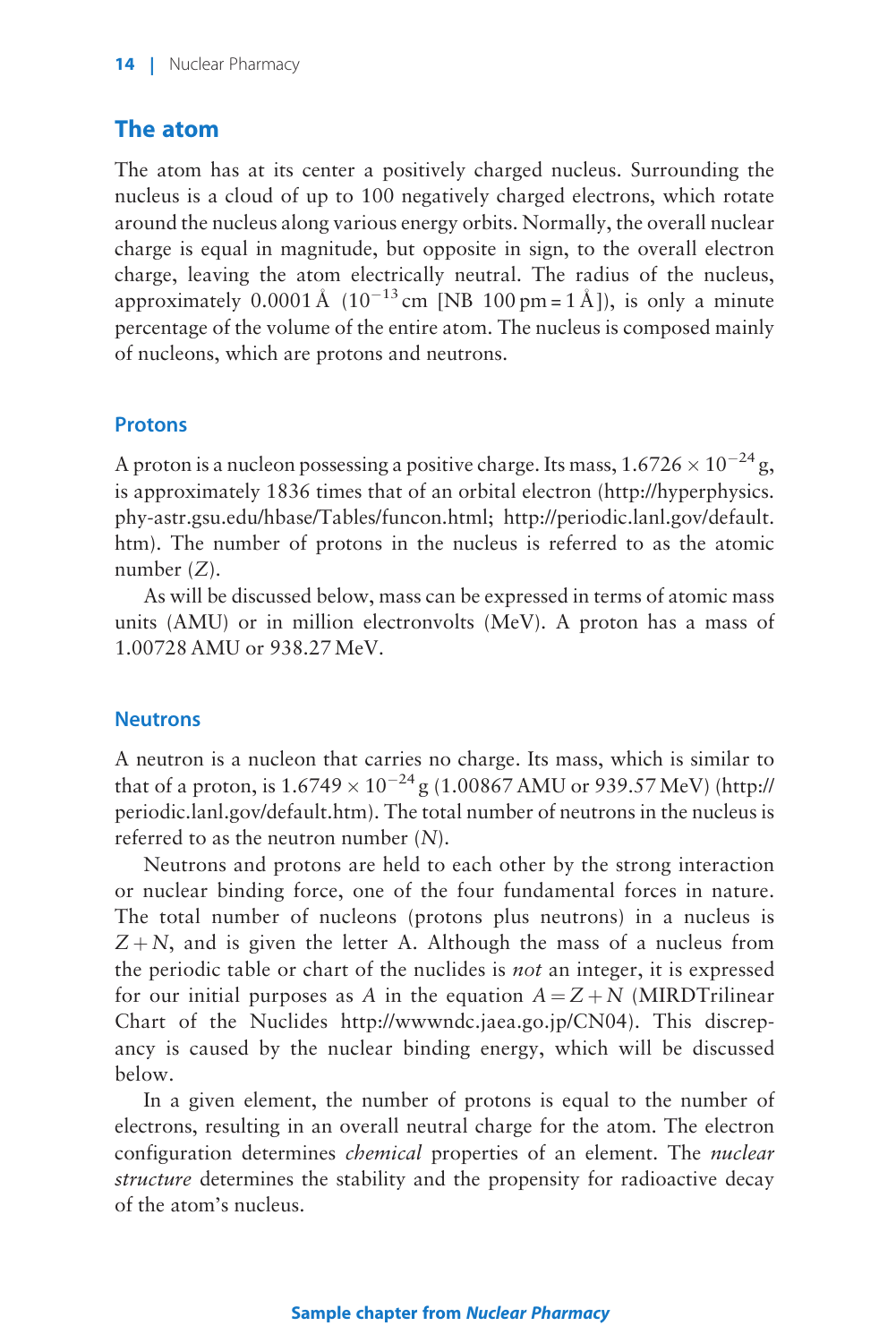## The atom

The atom has at its center a positively charged nucleus. Surrounding the nucleus is a cloud of up to 100 negatively charged electrons, which rotate around the nucleus along various energy orbits. Normally, the overall nuclear charge is equal in magnitude, but opposite in sign, to the overall electron charge, leaving the atom electrically neutral. The radius of the nucleus, approximately 0.0001 Å ($10^{-13}$ cm [NB 100 pm = 1 Å]), is only a minute percentage of the volume of the entire atom. The nucleus is composed mainly of nucleons, which are protons and neutrons.

### Protons

A proton is a nucleon possessing a positive charge. Its mass, $1.6726 \times 10^{-24}$ g, is approximately 1836 times that of an orbital electron (http://hyperphysics.phy-astr.gsu.edu/hbase/Tables/funcon.html; http://periodic.lanl.gov/default.htm). The number of protons in the nucleus is referred to as the atomic number ($Z$).

As will be discussed below, mass can be expressed in terms of atomic mass units (AMU) or in million electronvolts (MeV). A proton has a mass of 1.00728 AMU or 938.27 MeV.

### Neutrons

A neutron is a nucleon that carries no charge. Its mass, which is similar to that of a proton, is $1.6749 \times 10^{-24}$ g (1.00867 AMU or 939.57 MeV) (http://periodic.lanl.gov/default.htm). The total number of neutrons in the nucleus is referred to as the neutron number ($N$).

Neutrons and protons are held to each other by the strong interaction or nuclear binding force, one of the four fundamental forces in nature. The total number of nucleons (protons plus neutrons) in a nucleus is $Z + N$, and is given the letter A. Although the mass of a nucleus from the periodic table or chart of the nuclides is *not* an integer, it is expressed for our initial purposes as $A$ in the equation $A = Z + N$ (MIRDTrilinear Chart of the Nuclides http://wwwndc.jaea.go.jp/CN04). This discrepancy is caused by the nuclear binding energy, which will be discussed below.

In a given element, the number of protons is equal to the number of electrons, resulting in an overall neutral charge for the atom. The electron configuration determines *chemical* properties of an element. The *nuclear structure* determines the stability and the propensity for radioactive decay of the atom's nucleus.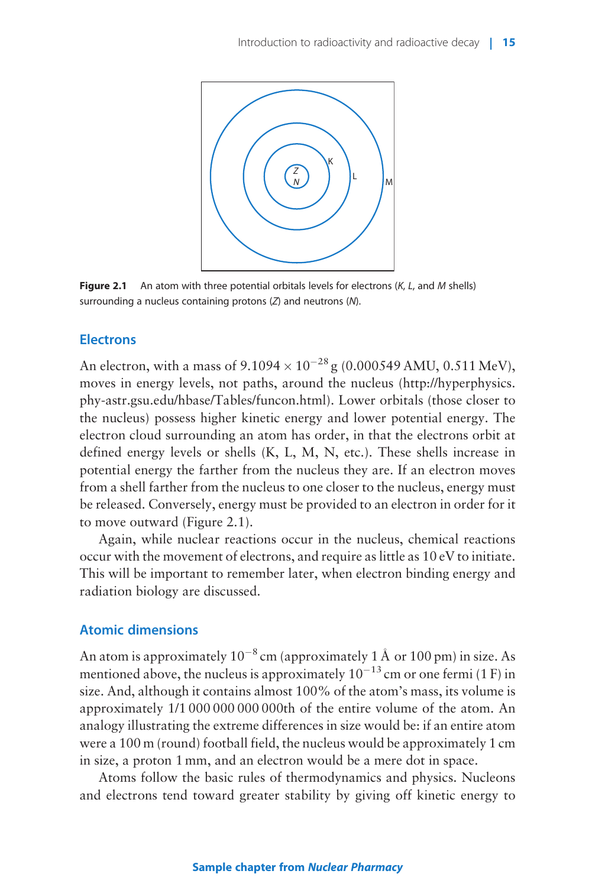Figure 2.1 An atom with three potential orbitals levels for electrons (*K*, *L*, and *M* shells) surrounding a nucleus containing protons (*Z*) and neutrons (*N*).

## Electrons

An electron, with a mass of $9.1094 \times 10^{-28}$ g (0.000549 AMU, 0.511 MeV), moves in energy levels, not paths, around the nucleus (http://hyperphysics.phy-astr.gsu.edu/hbase/Tables/funcon.html). Lower orbitals (those closer to the nucleus) possess higher kinetic energy and lower potential energy. The electron cloud surrounding an atom has order, in that the electrons orbit at defined energy levels or shells (K, L, M, N, etc.). These shells increase in potential energy the farther from the nucleus they are. If an electron moves from a shell farther from the nucleus to one closer to the nucleus, energy must be released. Conversely, energy must be provided to an electron in order for it to move outward (Figure 2.1).

Again, while nuclear reactions occur in the nucleus, chemical reactions occur with the movement of electrons, and require as little as 10 eV to initiate. This will be important to remember later, when electron binding energy and radiation biology are discussed.

## Atomic dimensions

An atom is approximately $10^{-8}$ cm (approximately 1 Å or 100 pm) in size. As mentioned above, the nucleus is approximately $10^{-13}$ cm or one fermi (1 F) in size. And, although it contains almost 100% of the atom's mass, its volume is approximately 1/1 000 000 000 000th of the entire volume of the atom. An analogy illustrating the extreme differences in size would be: if an entire atom were a 100 m (round) football field, the nucleus would be approximately 1 cm in size, a proton 1 mm, and an electron would be a mere dot in space.

Atoms follow the basic rules of thermodynamics and physics. Nucleons and electrons tend toward greater stability by giving off kinetic energy to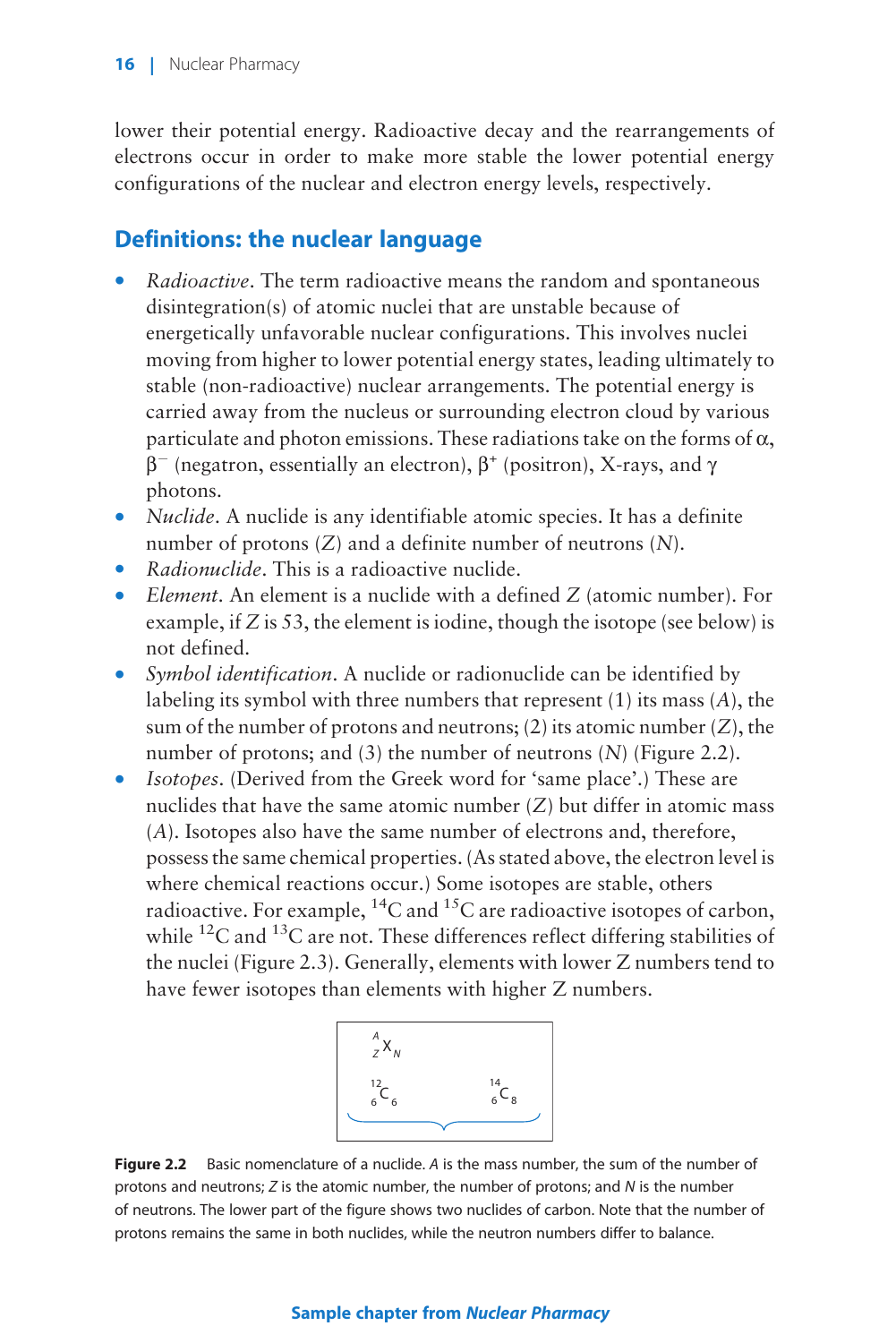lower their potential energy. Radioactive decay and the rearrangements of electrons occur in order to make more stable the lower potential energy configurations of the nuclear and electron energy levels, respectively.

## Definitions: the nuclear language

- *Radioactive*. The term radioactive means the random and spontaneous disintegration(s) of atomic nuclei that are unstable because of energetically unfavorable nuclear configurations. This involves nuclei moving from higher to lower potential energy states, leading ultimately to stable (non-radioactive) nuclear arrangements. The potential energy is carried away from the nucleus or surrounding electron cloud by various particulate and photon emissions. These radiations take on the forms of α, $\beta^-$ (negatron, essentially an electron), $\beta^+$ (positron), X-rays, and γ photons.
- *Nuclide*. A nuclide is any identifiable atomic species. It has a definite number of protons ($Z$) and a definite number of neutrons ($N$).
- *Radionuclide*. This is a radioactive nuclide.
- *Element*. An element is a nuclide with a defined $Z$ (atomic number). For example, if $Z$ is 53, the element is iodine, though the isotope (see below) is not defined.
- *Symbol identification*. A nuclide or radionuclide can be identified by labeling its symbol with three numbers that represent (1) its mass ($A$), the sum of the number of protons and neutrons; (2) its atomic number ($Z$), the number of protons; and (3) the number of neutrons ($N$) (Figure 2.2).
- *Isotopes*. (Derived from the Greek word for 'same place'.) These are nuclides that have the same atomic number ($Z$) but differ in atomic mass ($A$). Isotopes also have the same number of electrons and, therefore, possess the same chemical properties. (As stated above, the electron level is where chemical reactions occur.) Some isotopes are stable, others radioactive. For example, $^{14}C$ and $^{15}C$ are radioactive isotopes of carbon, while $^{12}C$ and $^{13}C$ are not. These differences reflect differing stabilities of the nuclei (Figure 2.3). Generally, elements with lower Z numbers tend to have fewer isotopes than elements with higher Z numbers.

$$^{A}_{Z}X_{N}$$

$$^{12}_{6}C_{6} \qquad ^{14}_{6}C_{8}$$

**Figure 2.2** Basic nomenclature of a nuclide. *A* is the mass number, the sum of the number of protons and neutrons; *Z* is the atomic number, the number of protons; and *N* is the number of neutrons. The lower part of the figure shows two nuclides of carbon. Note that the number of protons remains the same in both nuclides, while the neutron numbers differ to balance.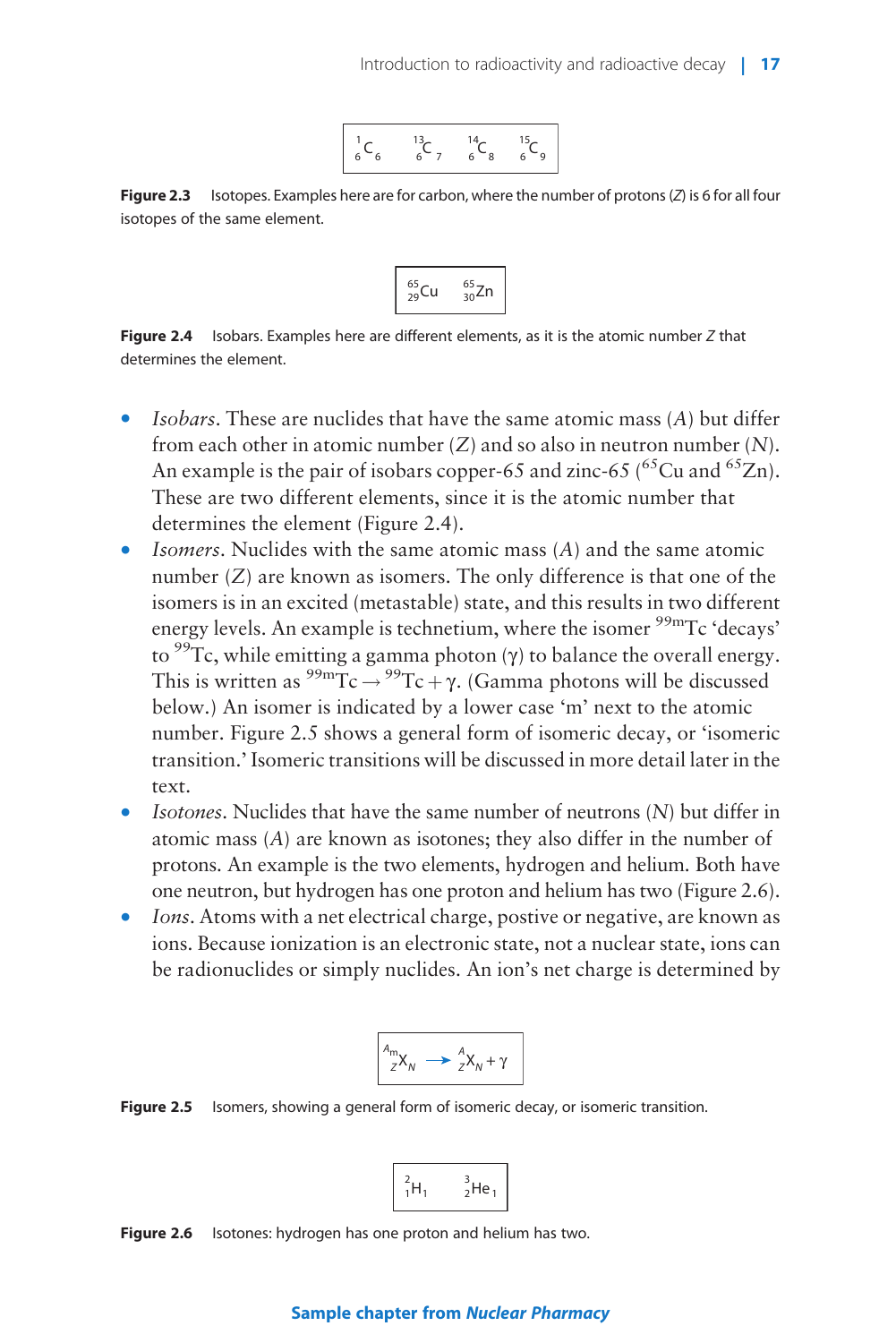$$^{1}_{6}C_{6} \quad ^{13}_{6}C_{7} \quad ^{14}_{6}C_{8} \quad ^{15}_{6}C_{9}$$

**Figure 2.3** Isotopes. Examples here are for carbon, where the number of protons ($Z$) is 6 for all four isotopes of the same element.

$$^{65}_{29}Cu \quad ^{65}_{30}Zn$$

**Figure 2.4** Isobars. Examples here are different elements, as it is the atomic number $Z$ that determines the element.

- *Isobars*. These are nuclides that have the same atomic mass ($A$) but differ from each other in atomic number ($Z$) and so also in neutron number ($N$). An example is the pair of isobars copper-65 and zinc-65 ($^{65}Cu$ and $^{65}Zn$). These are two different elements, since it is the atomic number that determines the element (Figure 2.4).
- *Isomers*. Nuclides with the same atomic mass ($A$) and the same atomic number ($Z$) are known as isomers. The only difference is that one of the isomers is in an excited (metastable) state, and this results in two different energy levels. An example is technetium, where the isomer $^{99m}Tc$ 'decays' to $^{99}Tc$, while emitting a gamma photon ($\gamma$) to balance the overall energy. This is written as $^{99m}Tc \rightarrow {}^{99}Tc + \gamma$. (Gamma photons will be discussed below.) An isomer is indicated by a lower case 'm' next to the atomic number. Figure 2.5 shows a general form of isomeric decay, or 'isomeric transition.' Isomeric transitions will be discussed in more detail later in the text.
- *Isotones*. Nuclides that have the same number of neutrons ($N$) but differ in atomic mass ($A$) are known as isotones; they also differ in the number of protons. An example is the two elements, hydrogen and helium. Both have one neutron, but hydrogen has one proton and helium has two (Figure 2.6).
- *Ions*. Atoms with a net electrical charge, postive or negative, are known as ions. Because ionization is an electronic state, not a nuclear state, ions can be radionuclides or simply nuclides. An ion's net charge is determined by

$$^{A_m}_{Z}X_N \rightarrow {}^{A}_{Z}X_N + \gamma$$

**Figure 2.5** Isomers, showing a general form of isomeric decay, or isomeric transition.

$$^{2}_{1}H_{1} \quad ^{3}_{2}He_{1}$$

**Figure 2.6** Isotones: hydrogen has one proton and helium has two.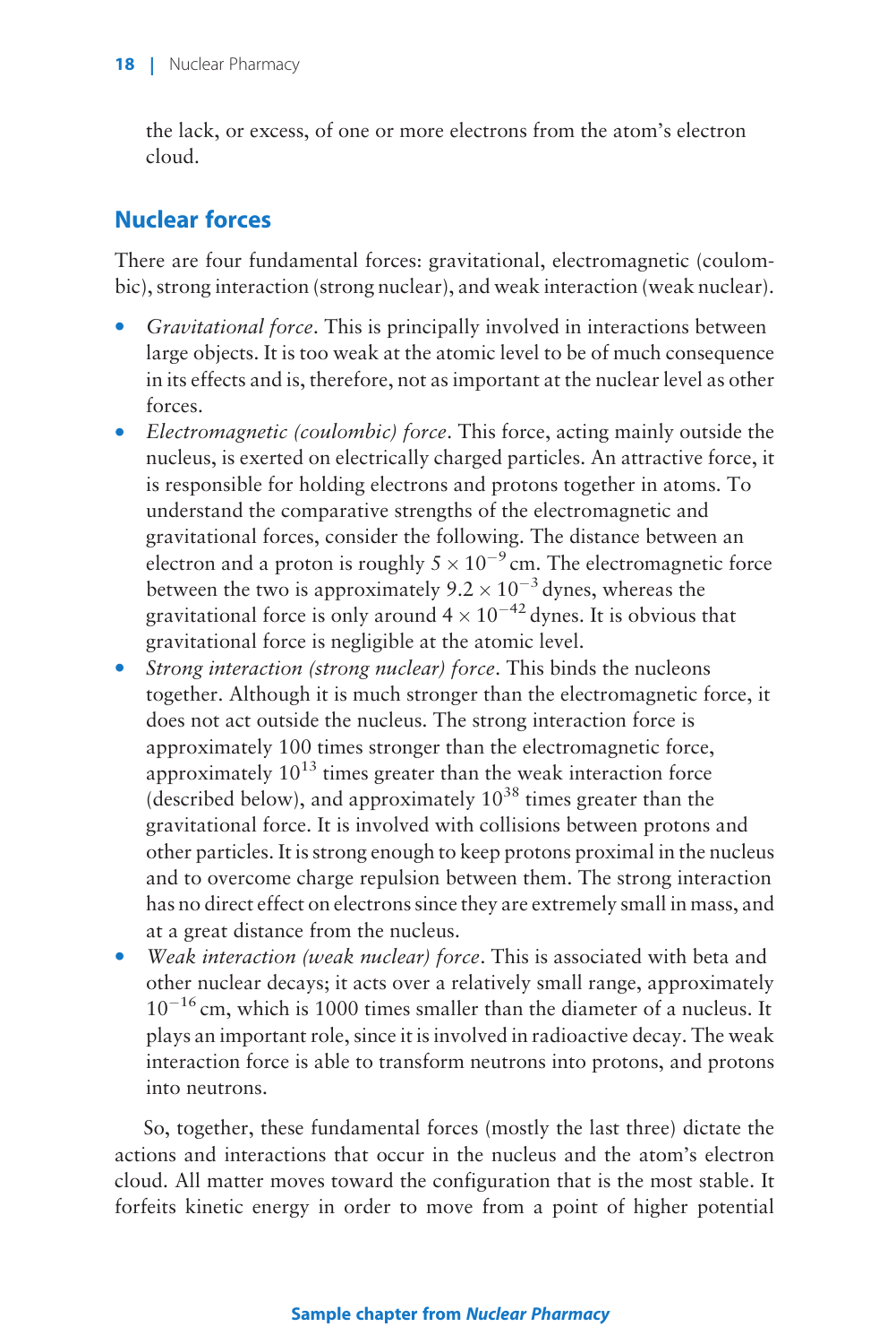the lack, or excess, of one or more electrons from the atom's electron cloud.

## Nuclear forces

There are four fundamental forces: gravitational, electromagnetic (coulombic), strong interaction (strong nuclear), and weak interaction (weak nuclear).

- *Gravitational force*. This is principally involved in interactions between large objects. It is too weak at the atomic level to be of much consequence in its effects and is, therefore, not as important at the nuclear level as other forces.
- *Electromagnetic (coulombic) force*. This force, acting mainly outside the nucleus, is exerted on electrically charged particles. An attractive force, it is responsible for holding electrons and protons together in atoms. To understand the comparative strengths of the electromagnetic and gravitational forces, consider the following. The distance between an electron and a proton is roughly $5 \times 10^{-9}$ cm. The electromagnetic force between the two is approximately $9.2 \times 10^{-3}$ dynes, whereas the gravitational force is only around $4 \times 10^{-42}$ dynes. It is obvious that gravitational force is negligible at the atomic level.
- *Strong interaction (strong nuclear) force*. This binds the nucleons together. Although it is much stronger than the electromagnetic force, it does not act outside the nucleus. The strong interaction force is approximately 100 times stronger than the electromagnetic force, approximately $10^{13}$ times greater than the weak interaction force (described below), and approximately $10^{38}$ times greater than the gravitational force. It is involved with collisions between protons and other particles. It is strong enough to keep protons proximal in the nucleus and to overcome charge repulsion between them. The strong interaction has no direct effect on electrons since they are extremely small in mass, and at a great distance from the nucleus.
- *Weak interaction (weak nuclear) force*. This is associated with beta and other nuclear decays; it acts over a relatively small range, approximately $10^{-16}$ cm, which is 1000 times smaller than the diameter of a nucleus. It plays an important role, since it is involved in radioactive decay. The weak interaction force is able to transform neutrons into protons, and protons into neutrons.

So, together, these fundamental forces (mostly the last three) dictate the actions and interactions that occur in the nucleus and the atom's electron cloud. All matter moves toward the configuration that is the most stable. It forfeits kinetic energy in order to move from a point of higher potential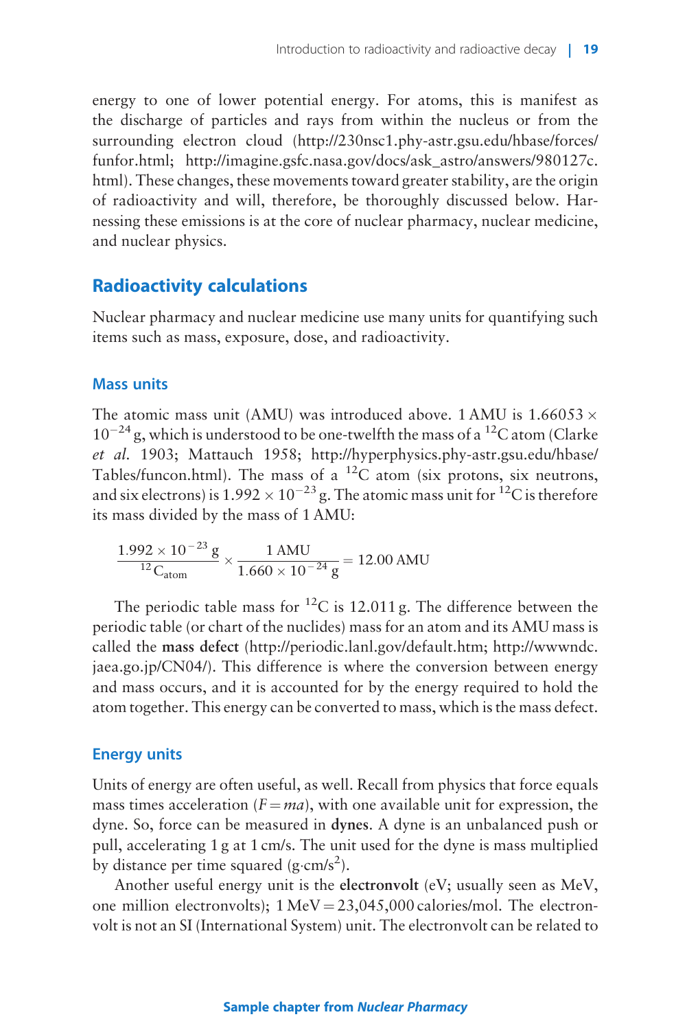energy to one of lower potential energy. For atoms, this is manifest as the discharge of particles and rays from within the nucleus or from the surrounding electron cloud (http://230nsc1.phy-astr.gsu.edu/hbase/forces/funfor.html; http://imagine.gsfc.nasa.gov/docs/ask_astro/answers/980127c.html). These changes, these movements toward greater stability, are the origin of radioactivity and will, therefore, be thoroughly discussed below. Harnessing these emissions is at the core of nuclear pharmacy, nuclear medicine, and nuclear physics.

## Radioactivity calculations

Nuclear pharmacy and nuclear medicine use many units for quantifying such items such as mass, exposure, dose, and radioactivity.

### Mass units

The atomic mass unit (AMU) was introduced above. 1 AMU is $1.66053 \times 10^{-24}$ g, which is understood to be one-twelfth the mass of a $^{12}$C atom (Clarke *et al.* 1903; Mattauch 1958; http://hyperphysics.phy-astr.gsu.edu/hbase/Tables/funcon.html). The mass of a $^{12}$C atom (six protons, six neutrons, and six electrons) is $1.992 \times 10^{-23}$ g. The atomic mass unit for $^{12}$C is therefore its mass divided by the mass of 1 AMU:

$$\frac{1.992 \times 10^{-23}\ \text{g}}{^{12}\text{C}_{\text{atom}}} \times \frac{1\ \text{AMU}}{1.660 \times 10^{-24}\ \text{g}} = 12.00\ \text{AMU}$$

The periodic table mass for $^{12}$C is 12.011 g. The difference between the periodic table (or chart of the nuclides) mass for an atom and its AMU mass is called the **mass defect** (http://periodic.lanl.gov/default.htm; http://wwwndc.jaea.go.jp/CN04/). This difference is where the conversion between energy and mass occurs, and it is accounted for by the energy required to hold the atom together. This energy can be converted to mass, which is the mass defect.

### Energy units

Units of energy are often useful, as well. Recall from physics that force equals mass times acceleration ($F = ma$), with one available unit for expression, the dyne. So, force can be measured in **dynes**. A dyne is an unbalanced push or pull, accelerating 1 g at 1 cm/s. The unit used for the dyne is mass multiplied by distance per time squared (g·cm/s$^2$).

Another useful energy unit is the **electronvolt** (eV; usually seen as MeV, one million electronvolts); 1 MeV = 23,045,000 calories/mol. The electronvolt is not an SI (International System) unit. The electronvolt can be related to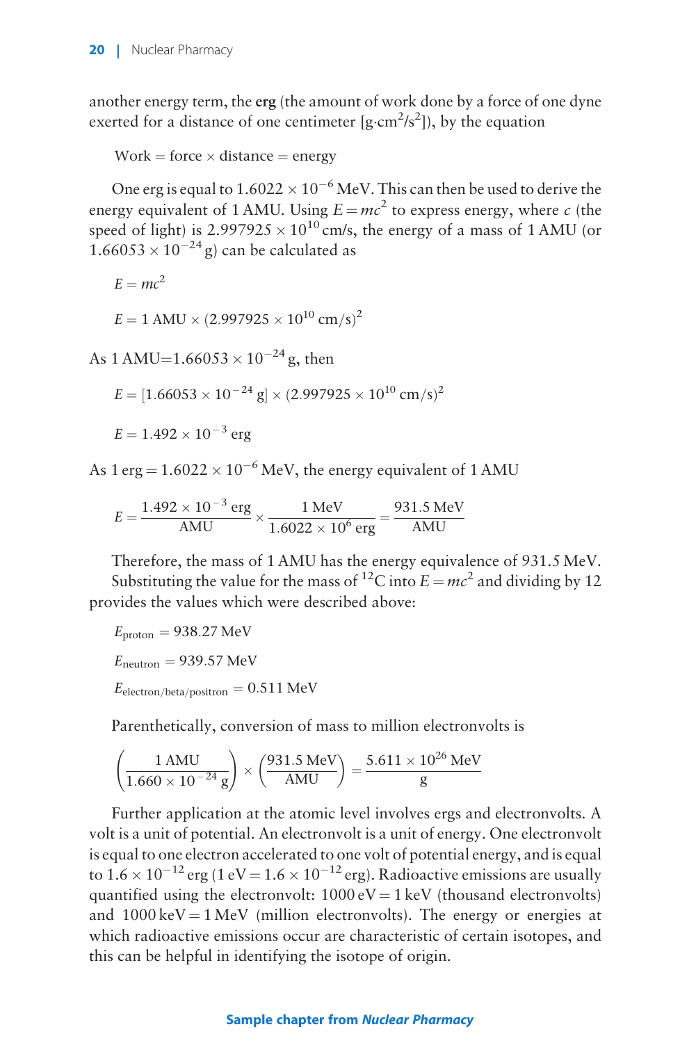another energy term, the **erg** (the amount of work done by a force of one dyne exerted for a distance of one centimeter [g·cm$^2$/s$^2$]), by the equation

$$\text{Work} = \text{force} \times \text{distance} = \text{energy}$$

One erg is equal to $1.6022 \times 10^{-6}$ MeV. This can then be used to derive the energy equivalent of 1 AMU. Using $E = mc^2$ to express energy, where $c$ (the speed of light) is $2.997925 \times 10^{10}$ cm/s, the energy of a mass of 1 AMU (or $1.66053 \times 10^{-24}$ g) can be calculated as

$$E = mc^2$$

$$E = 1\ \text{AMU} \times (2.997925 \times 10^{10}\ \text{cm/s})^2$$

As 1 AMU=$1.66053 \times 10^{-24}$ g, then

$$E = [1.66053 \times 10^{-24}\ \text{g}] \times (2.997925 \times 10^{10}\ \text{cm/s})^2$$

$$E = 1.492 \times 10^{-3}\ \text{erg}$$

As 1 erg = $1.6022 \times 10^{-6}$ MeV, the energy equivalent of 1 AMU

$$E = \frac{1.492 \times 10^{-3}\ \text{erg}}{\text{AMU}} \times \frac{1\ \text{MeV}}{1.6022 \times 10^{6}\ \text{erg}} = \frac{931.5\ \text{MeV}}{\text{AMU}}$$

Therefore, the mass of 1 AMU has the energy equivalence of 931.5 MeV.

Substituting the value for the mass of $^{12}$C into $E = mc^2$ and dividing by 12 provides the values which were described above:

$$E_{\text{proton}} = 938.27\ \text{MeV}$$

$$E_{\text{neutron}} = 939.57\ \text{MeV}$$

$$E_{\text{electron/beta/positron}} = 0.511\ \text{MeV}$$

Parenthetically, conversion of mass to million electronvolts is

$$\left(\frac{1\ \text{AMU}}{1.660 \times 10^{-24}\ \text{g}}\right) \times \left(\frac{931.5\ \text{MeV}}{\text{AMU}}\right) = \frac{5.611 \times 10^{26}\ \text{MeV}}{\text{g}}$$

Further application at the atomic level involves ergs and electronvolts. A volt is a unit of potential. An electronvolt is a unit of energy. One electronvolt is equal to one electron accelerated to one volt of potential energy, and is equal to $1.6 \times 10^{-12}$ erg (1 eV = $1.6 \times 10^{-12}$ erg). Radioactive emissions are usually quantified using the electronvolt: 1000 eV = 1 keV (thousand electronvolts) and 1000 keV = 1 MeV (million electronvolts). The energy or energies at which radioactive emissions occur are characteristic of certain isotopes, and this can be helpful in identifying the isotope of origin.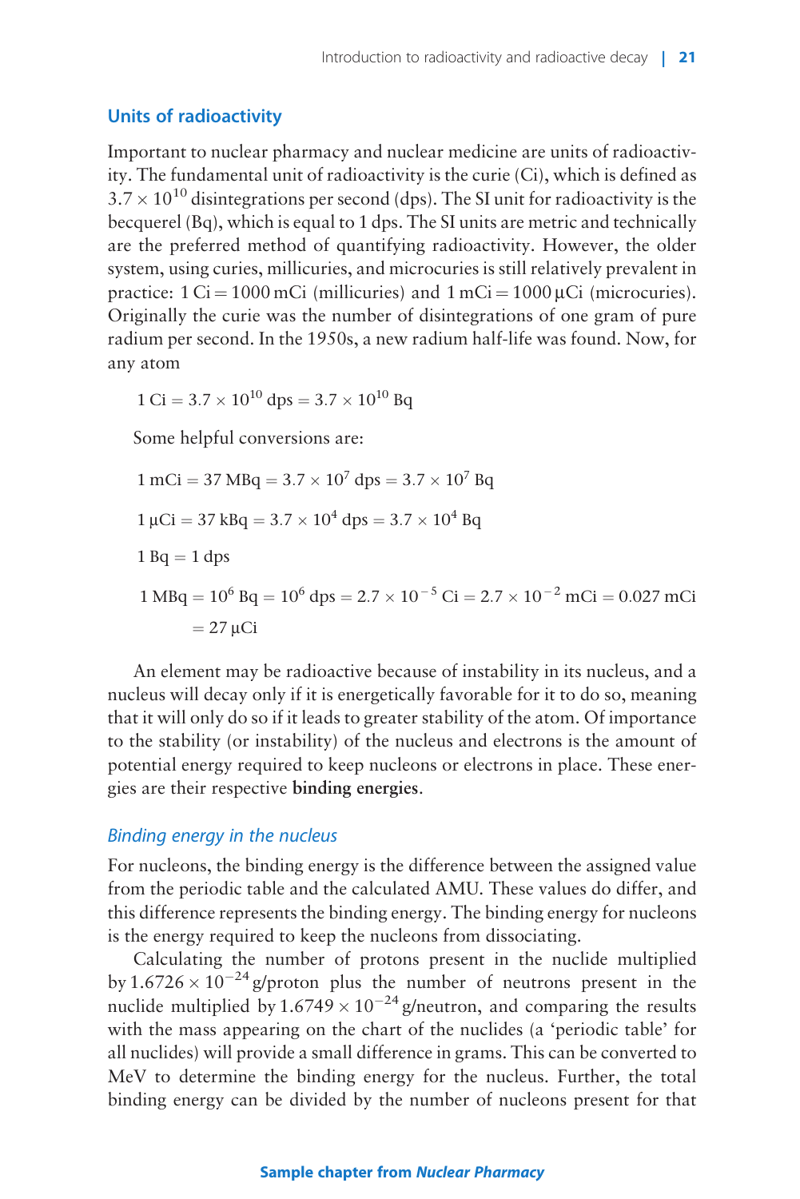## Units of radioactivity

Important to nuclear pharmacy and nuclear medicine are units of radioactivity. The fundamental unit of radioactivity is the curie (Ci), which is defined as $3.7 \times 10^{10}$ disintegrations per second (dps). The SI unit for radioactivity is the becquerel (Bq), which is equal to 1 dps. The SI units are metric and technically are the preferred method of quantifying radioactivity. However, the older system, using curies, millicuries, and microcuries is still relatively prevalent in practice: 1 Ci = 1000 mCi (millicuries) and 1 mCi = 1000 μCi (microcuries). Originally the curie was the number of disintegrations of one gram of pure radium per second. In the 1950s, a new radium half-life was found. Now, for any atom

$$1\ \text{Ci} = 3.7 \times 10^{10}\ \text{dps} = 3.7 \times 10^{10}\ \text{Bq}$$

Some helpful conversions are:

$$1\ \text{mCi} = 37\ \text{MBq} = 3.7 \times 10^{7}\ \text{dps} = 3.7 \times 10^{7}\ \text{Bq}$$

$$1\ \mu\text{Ci} = 37\ \text{kBq} = 3.7 \times 10^{4}\ \text{dps} = 3.7 \times 10^{4}\ \text{Bq}$$

$$1\ \text{Bq} = 1\ \text{dps}$$

$$1\ \text{MBq} = 10^{6}\ \text{Bq} = 10^{6}\ \text{dps} = 2.7 \times 10^{-5}\ \text{Ci} = 2.7 \times 10^{-2}\ \text{mCi} = 0.027\ \text{mCi} = 27\ \mu\text{Ci}$$

An element may be radioactive because of instability in its nucleus, and a nucleus will decay only if it is energetically favorable for it to do so, meaning that it will only do so if it leads to greater stability of the atom. Of importance to the stability (or instability) of the nucleus and electrons is the amount of potential energy required to keep nucleons or electrons in place. These energies are their respective **binding energies**.

### *Binding energy in the nucleus*

For nucleons, the binding energy is the difference between the assigned value from the periodic table and the calculated AMU. These values do differ, and this difference represents the binding energy. The binding energy for nucleons is the energy required to keep the nucleons from dissociating.

Calculating the number of protons present in the nuclide multiplied by $1.6726 \times 10^{-24}$ g/proton plus the number of neutrons present in the nuclide multiplied by $1.6749 \times 10^{-24}$ g/neutron, and comparing the results with the mass appearing on the chart of the nuclides (a 'periodic table' for all nuclides) will provide a small difference in grams. This can be converted to MeV to determine the binding energy for the nucleus. Further, the total binding energy can be divided by the number of nucleons present for that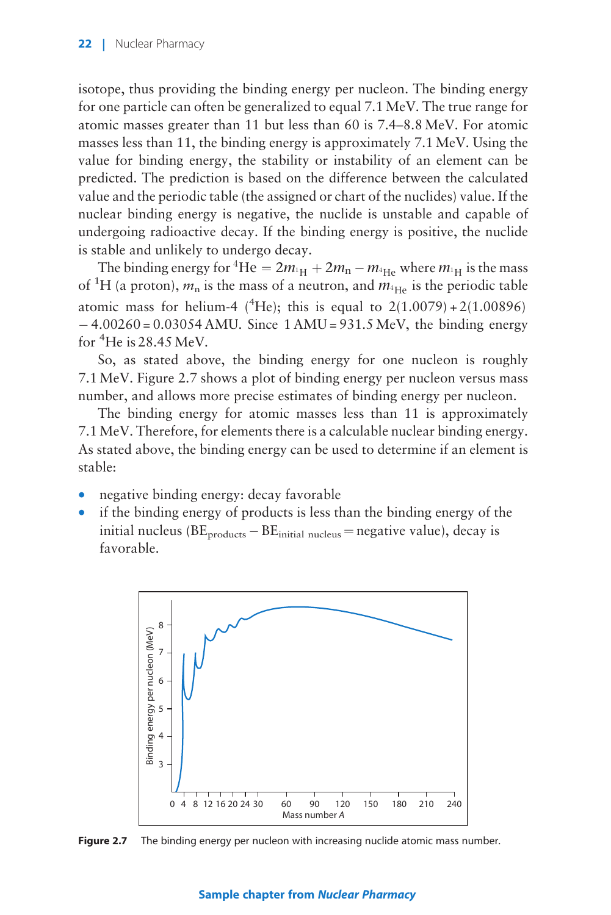isotope, thus providing the binding energy per nucleon. The binding energy for one particle can often be generalized to equal 7.1 MeV. The true range for atomic masses greater than 11 but less than 60 is 7.4–8.8 MeV. For atomic masses less than 11, the binding energy is approximately 7.1 MeV. Using the value for binding energy, the stability or instability of an element can be predicted. The prediction is based on the difference between the calculated value and the periodic table (the assigned or chart of the nuclides) value. If the nuclear binding energy is negative, the nuclide is unstable and capable of undergoing radioactive decay. If the binding energy is positive, the nuclide is stable and unlikely to undergo decay.

The binding energy for $^{4}$He $= 2m_{^1\text{H}} + 2m_{\text{n}} - m_{^4\text{He}}$ where $m_{^1\text{H}}$ is the mass of $^{1}$H (a proton), $m_{\text{n}}$ is the mass of a neutron, and $m_{^4\text{He}}$ is the periodic table atomic mass for helium-4 ($^{4}$He); this is equal to $2(1.0079) + 2(1.00896) - 4.00260 = 0.03054$ AMU. Since 1 AMU = 931.5 MeV, the binding energy for $^{4}$He is 28.45 MeV.

So, as stated above, the binding energy for one nucleon is roughly 7.1 MeV. Figure 2.7 shows a plot of binding energy per nucleon versus mass number, and allows more precise estimates of binding energy per nucleon.

The binding energy for atomic masses less than 11 is approximately 7.1 MeV. Therefore, for elements there is a calculable nuclear binding energy. As stated above, the binding energy can be used to determine if an element is stable:

- negative binding energy: decay favorable
- if the binding energy of products is less than the binding energy of the initial nucleus ($\text{BE}_{\text{products}} - \text{BE}_{\text{initial nucleus}} =$ negative value), decay is favorable.

**Figure 2.7** The binding energy per nucleon with increasing nuclide atomic mass number.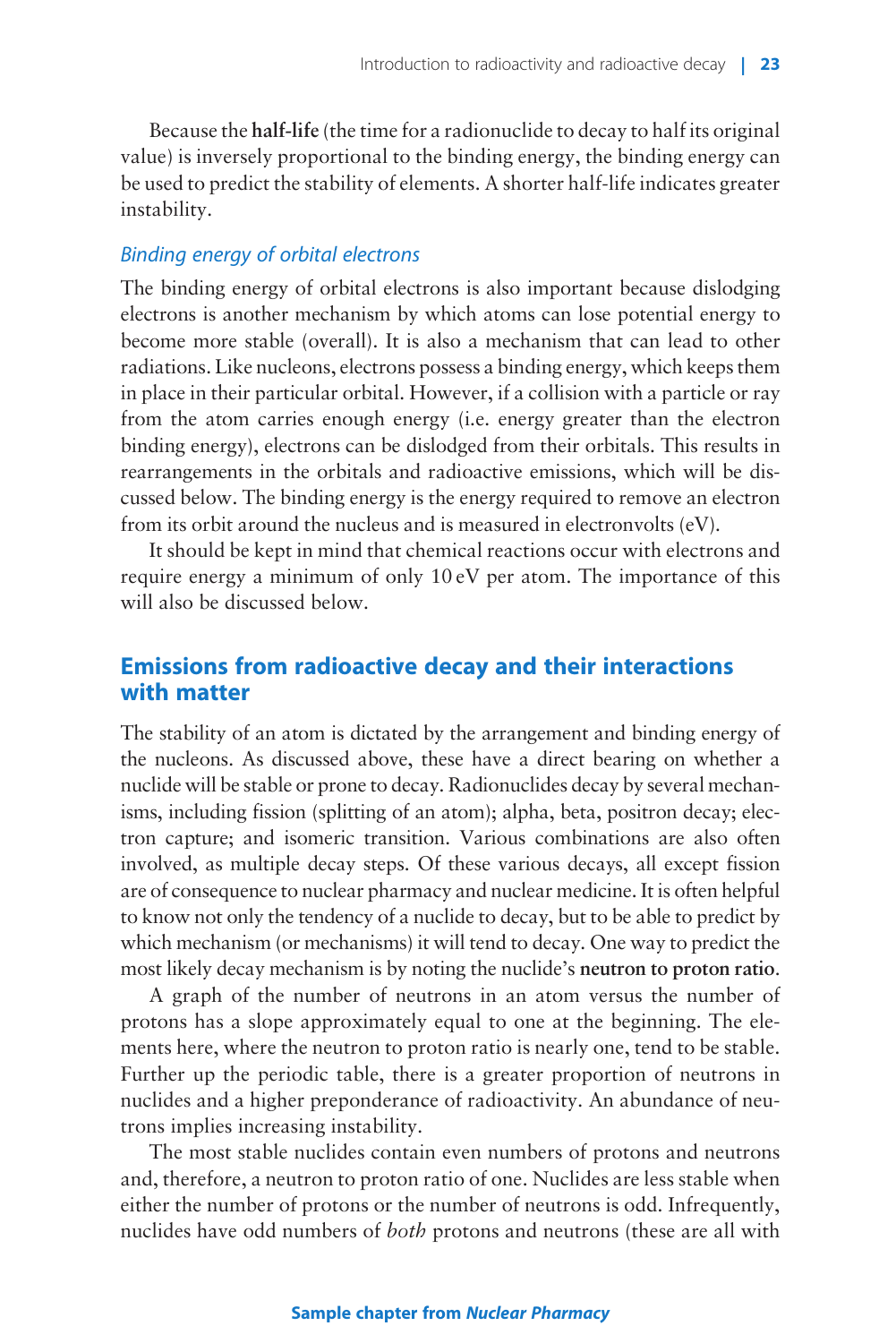Because the **half-life** (the time for a radionuclide to decay to half its original value) is inversely proportional to the binding energy, the binding energy can be used to predict the stability of elements. A shorter half-life indicates greater instability.

### *Binding energy of orbital electrons*

The binding energy of orbital electrons is also important because dislodging electrons is another mechanism by which atoms can lose potential energy to become more stable (overall). It is also a mechanism that can lead to other radiations. Like nucleons, electrons possess a binding energy, which keeps them in place in their particular orbital. However, if a collision with a particle or ray from the atom carries enough energy (i.e. energy greater than the electron binding energy), electrons can be dislodged from their orbitals. This results in rearrangements in the orbitals and radioactive emissions, which will be discussed below. The binding energy is the energy required to remove an electron from its orbit around the nucleus and is measured in electronvolts (eV).

It should be kept in mind that chemical reactions occur with electrons and require energy a minimum of only 10 eV per atom. The importance of this will also be discussed below.

## Emissions from radioactive decay and their interactions with matter

The stability of an atom is dictated by the arrangement and binding energy of the nucleons. As discussed above, these have a direct bearing on whether a nuclide will be stable or prone to decay. Radionuclides decay by several mechanisms, including fission (splitting of an atom); alpha, beta, positron decay; electron capture; and isomeric transition. Various combinations are also often involved, as multiple decay steps. Of these various decays, all except fission are of consequence to nuclear pharmacy and nuclear medicine. It is often helpful to know not only the tendency of a nuclide to decay, but to be able to predict by which mechanism (or mechanisms) it will tend to decay. One way to predict the most likely decay mechanism is by noting the nuclide's **neutron to proton ratio**.

A graph of the number of neutrons in an atom versus the number of protons has a slope approximately equal to one at the beginning. The elements here, where the neutron to proton ratio is nearly one, tend to be stable. Further up the periodic table, there is a greater proportion of neutrons in nuclides and a higher preponderance of radioactivity. An abundance of neutrons implies increasing instability.

The most stable nuclides contain even numbers of protons and neutrons and, therefore, a neutron to proton ratio of one. Nuclides are less stable when either the number of protons or the number of neutrons is odd. Infrequently, nuclides have odd numbers of *both* protons and neutrons (these are all with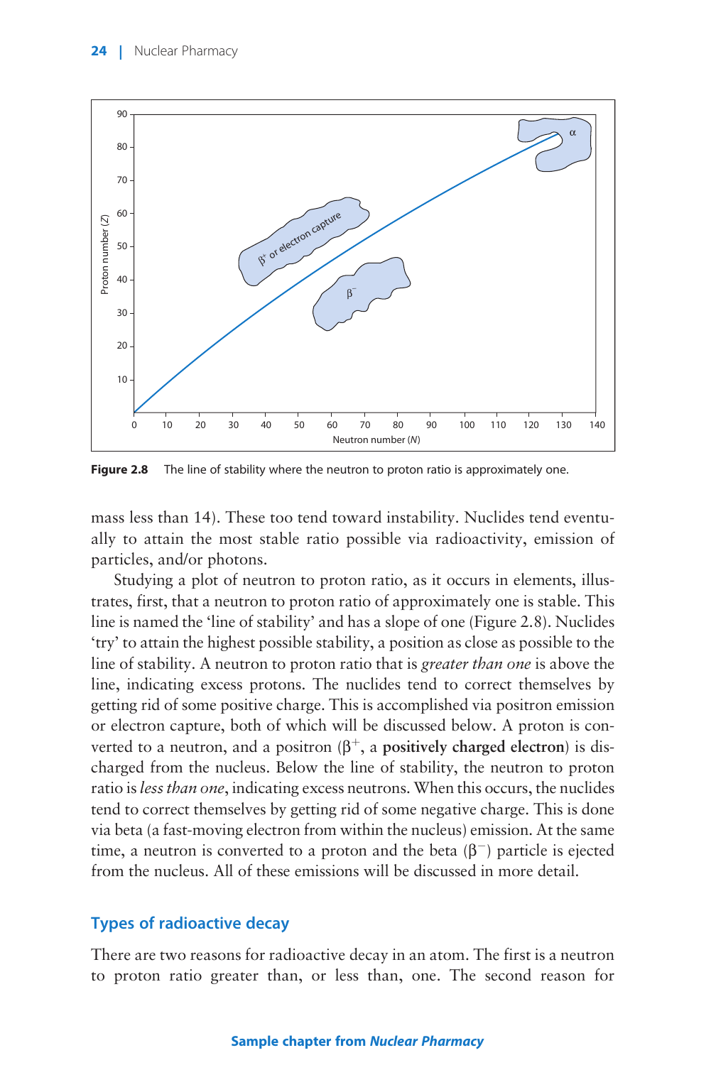Figure 2.8 The line of stability where the neutron to proton ratio is approximately one.

mass less than 14). These too tend toward instability. Nuclides tend eventually to attain the most stable ratio possible via radioactivity, emission of particles, and/or photons.

Studying a plot of neutron to proton ratio, as it occurs in elements, illustrates, first, that a neutron to proton ratio of approximately one is stable. This line is named the 'line of stability' and has a slope of one (Figure 2.8). Nuclides 'try' to attain the highest possible stability, a position as close as possible to the line of stability. A neutron to proton ratio that is *greater than one* is above the line, indicating excess protons. The nuclides tend to correct themselves by getting rid of some positive charge. This is accomplished via positron emission or electron capture, both of which will be discussed below. A proton is converted to a neutron, and a positron ($\beta^+$, a **positively charged electron**) is discharged from the nucleus. Below the line of stability, the neutron to proton ratio is *less than one*, indicating excess neutrons. When this occurs, the nuclides tend to correct themselves by getting rid of some negative charge. This is done via beta (a fast-moving electron from within the nucleus) emission. At the same time, a neutron is converted to a proton and the beta ($\beta^-$) particle is ejected from the nucleus. All of these emissions will be discussed in more detail.

## Types of radioactive decay

There are two reasons for radioactive decay in an atom. The first is a neutron to proton ratio greater than, or less than, one. The second reason for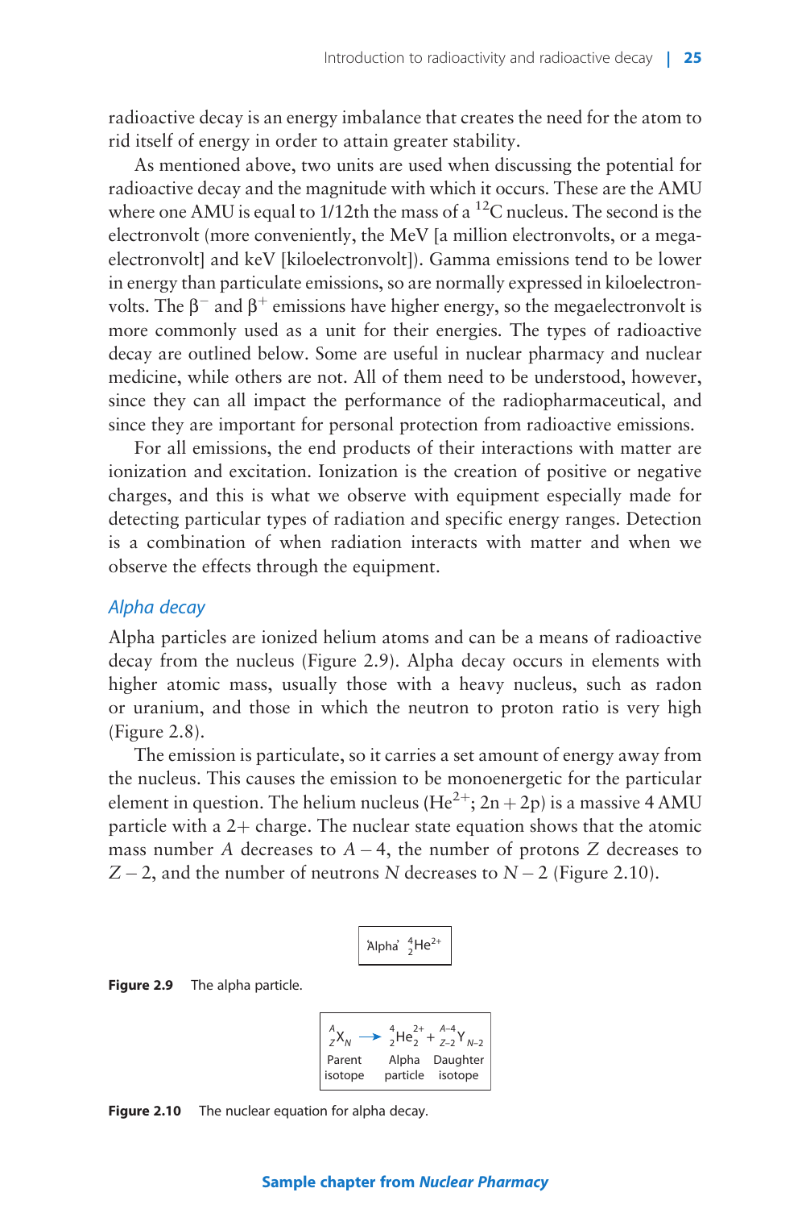radioactive decay is an energy imbalance that creates the need for the atom to rid itself of energy in order to attain greater stability.

As mentioned above, two units are used when discussing the potential for radioactive decay and the magnitude with which it occurs. These are the AMU where one AMU is equal to 1/12th the mass of a $^{12}$C nucleus. The second is the electronvolt (more conveniently, the MeV [a million electronvolts, or a megaelectronvolt] and keV [kiloelectronvolt]). Gamma emissions tend to be lower in energy than particulate emissions, so are normally expressed in kiloelectronvolts. The $\beta^-$ and $\beta^+$ emissions have higher energy, so the megaelectronvolt is more commonly used as a unit for their energies. The types of radioactive decay are outlined below. Some are useful in nuclear pharmacy and nuclear medicine, while others are not. All of them need to be understood, however, since they can all impact the performance of the radiopharmaceutical, and since they are important for personal protection from radioactive emissions.

For all emissions, the end products of their interactions with matter are ionization and excitation. Ionization is the creation of positive or negative charges, and this is what we observe with equipment especially made for detecting particular types of radiation and specific energy ranges. Detection is a combination of when radiation interacts with matter and when we observe the effects through the equipment.

## *Alpha decay*

Alpha particles are ionized helium atoms and can be a means of radioactive decay from the nucleus (Figure 2.9). Alpha decay occurs in elements with higher atomic mass, usually those with a heavy nucleus, such as radon or uranium, and those in which the neutron to proton ratio is very high (Figure 2.8).

The emission is particulate, so it carries a set amount of energy away from the nucleus. This causes the emission to be monoenergetic for the particular element in question. The helium nucleus ($He^{2+}$; 2n + 2p) is a massive 4 AMU particle with a 2+ charge. The nuclear state equation shows that the atomic mass number $A$ decreases to $A - 4$, the number of protons $Z$ decreases to $Z - 2$, and the number of neutrons $N$ decreases to $N - 2$ (Figure 2.10).

'Alpha' ${}^{4}_{2}He^{2+}$

**Figure 2.9** The alpha particle.

$$ {}^{A}_{Z}X_{N} \rightarrow {}^{4}_{2}He^{2+}_{2} + {}^{A-4}_{Z-2}Y_{N-2} $$

Parent isotope — Alpha particle — Daughter isotope

**Figure 2.10** The nuclear equation for alpha decay.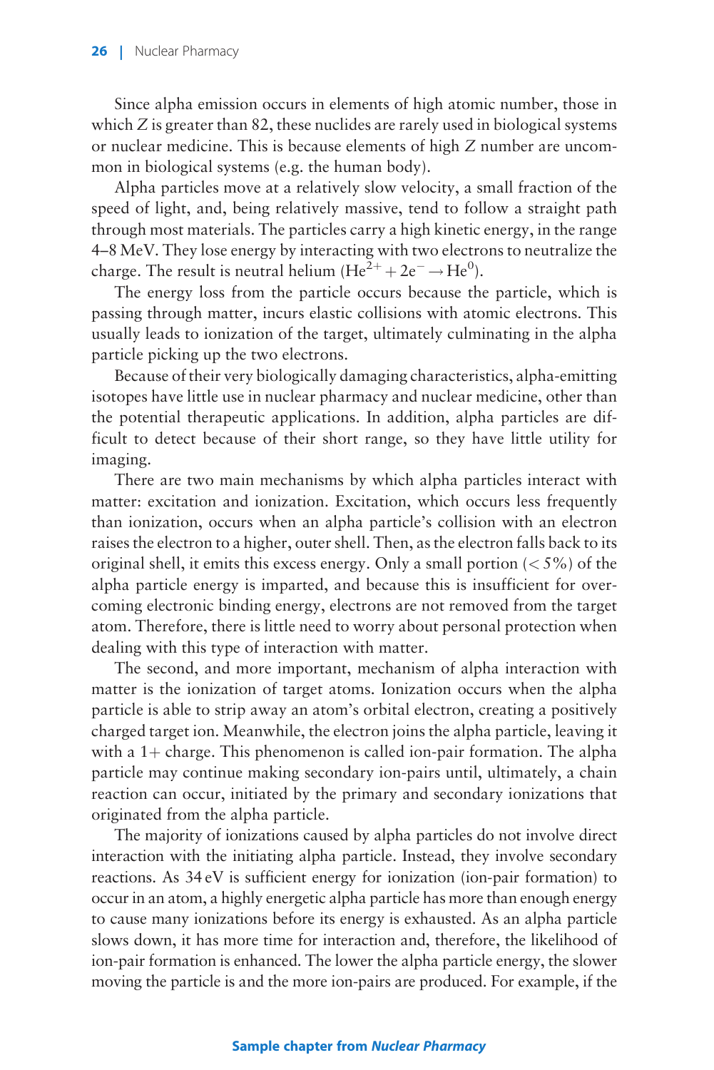Since alpha emission occurs in elements of high atomic number, those in which $Z$ is greater than 82, these nuclides are rarely used in biological systems or nuclear medicine. This is because elements of high $Z$ number are uncommon in biological systems (e.g. the human body).

Alpha particles move at a relatively slow velocity, a small fraction of the speed of light, and, being relatively massive, tend to follow a straight path through most materials. The particles carry a high kinetic energy, in the range 4–8 MeV. They lose energy by interacting with two electrons to neutralize the charge. The result is neutral helium ($He^{2+} + 2e^{-} \rightarrow He^{0}$).

The energy loss from the particle occurs because the particle, which is passing through matter, incurs elastic collisions with atomic electrons. This usually leads to ionization of the target, ultimately culminating in the alpha particle picking up the two electrons.

Because of their very biologically damaging characteristics, alpha-emitting isotopes have little use in nuclear pharmacy and nuclear medicine, other than the potential therapeutic applications. In addition, alpha particles are difficult to detect because of their short range, so they have little utility for imaging.

There are two main mechanisms by which alpha particles interact with matter: excitation and ionization. Excitation, which occurs less frequently than ionization, occurs when an alpha particle's collision with an electron raises the electron to a higher, outer shell. Then, as the electron falls back to its original shell, it emits this excess energy. Only a small portion ($< 5\%$) of the alpha particle energy is imparted, and because this is insufficient for overcoming electronic binding energy, electrons are not removed from the target atom. Therefore, there is little need to worry about personal protection when dealing with this type of interaction with matter.

The second, and more important, mechanism of alpha interaction with matter is the ionization of target atoms. Ionization occurs when the alpha particle is able to strip away an atom's orbital electron, creating a positively charged target ion. Meanwhile, the electron joins the alpha particle, leaving it with a 1+ charge. This phenomenon is called ion-pair formation. The alpha particle may continue making secondary ion-pairs until, ultimately, a chain reaction can occur, initiated by the primary and secondary ionizations that originated from the alpha particle.

The majority of ionizations caused by alpha particles do not involve direct interaction with the initiating alpha particle. Instead, they involve secondary reactions. As 34 eV is sufficient energy for ionization (ion-pair formation) to occur in an atom, a highly energetic alpha particle has more than enough energy to cause many ionizations before its energy is exhausted. As an alpha particle slows down, it has more time for interaction and, therefore, the likelihood of ion-pair formation is enhanced. The lower the alpha particle energy, the slower moving the particle is and the more ion-pairs are produced. For example, if the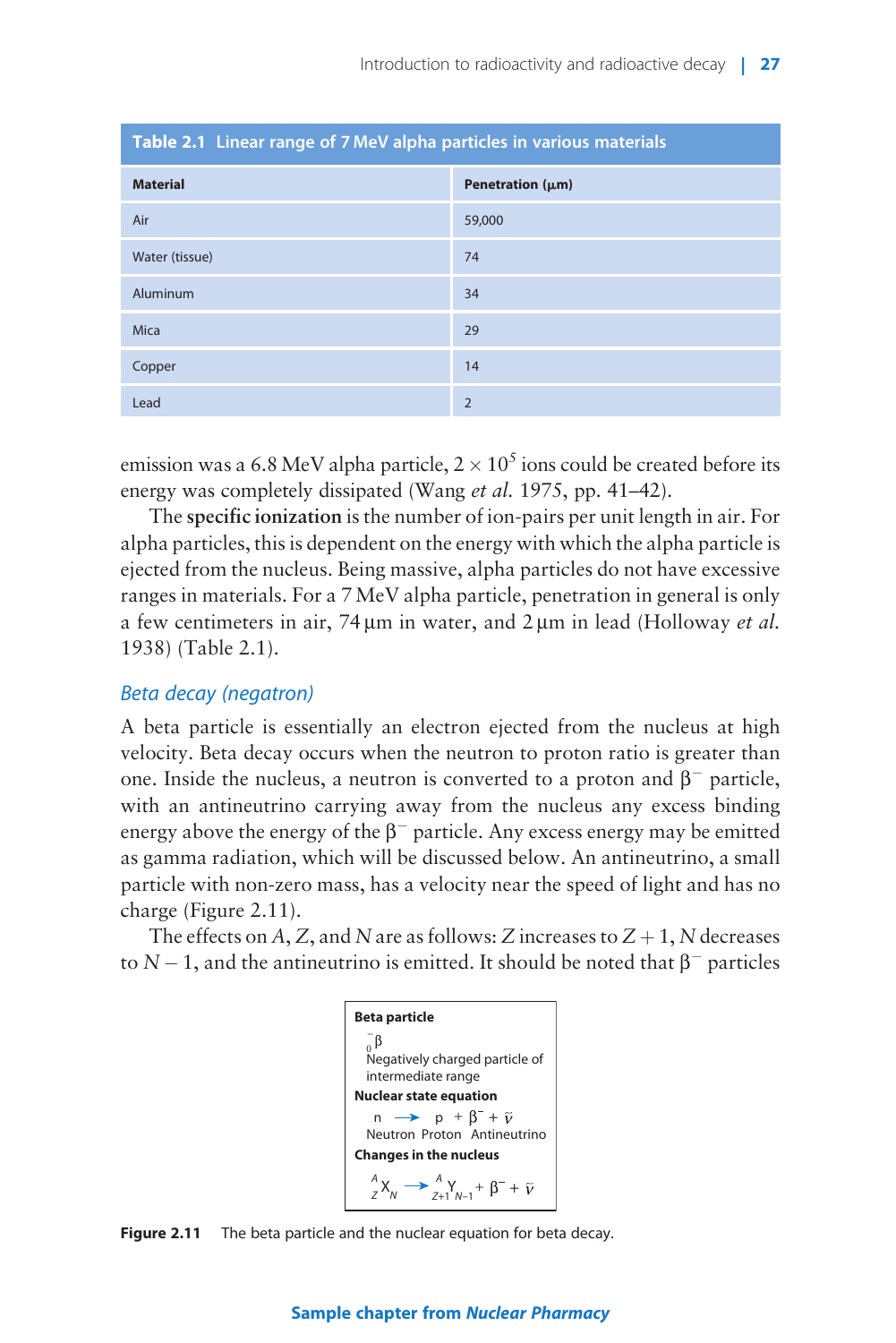**Table 2.1 Linear range of 7 MeV alpha particles in various materials**

| Material | Penetration (μm) |
|---|---|
| Air | 59,000 |
| Water (tissue) | 74 |
| Aluminum | 34 |
| Mica | 29 |
| Copper | 14 |
| Lead | 2 |

emission was a 6.8 MeV alpha particle, $2 \times 10^5$ ions could be created before its energy was completely dissipated (Wang *et al.* 1975, pp. 41–42).

The **specific ionization** is the number of ion-pairs per unit length in air. For alpha particles, this is dependent on the energy with which the alpha particle is ejected from the nucleus. Being massive, alpha particles do not have excessive ranges in materials. For a 7 MeV alpha particle, penetration in general is only a few centimeters in air, 74 μm in water, and 2 μm in lead (Holloway *et al.* 1938) (Table 2.1).

### *Beta decay (negatron)*

A beta particle is essentially an electron ejected from the nucleus at high velocity. Beta decay occurs when the neutron to proton ratio is greater than one. Inside the nucleus, a neutron is converted to a proton and $\beta^-$ particle, with an antineutrino carrying away from the nucleus any excess binding energy above the energy of the $\beta^-$ particle. Any excess energy may be emitted as gamma radiation, which will be discussed below. An antineutrino, a small particle with non-zero mass, has a velocity near the speed of light and has no charge (Figure 2.11).

The effects on $A$, $Z$, and $N$ are as follows: $Z$ increases to $Z+1$, $N$ decreases to $N-1$, and the antineutrino is emitted. It should be noted that $\beta^-$ particles

**Beta particle**

$_{0}^{-}\beta$

Negatively charged particle of intermediate range

**Nuclear state equation**

$$n \rightarrow p + \beta^- + \tilde{\nu}$$

Neutron Proton Antineutrino

**Changes in the nucleus**

$$^{A}_{Z}X_{N} \rightarrow {}^{A}_{Z+1}Y_{N-1} + \beta^- + \tilde{\nu}$$

**Figure 2.11** The beta particle and the nuclear equation for beta decay.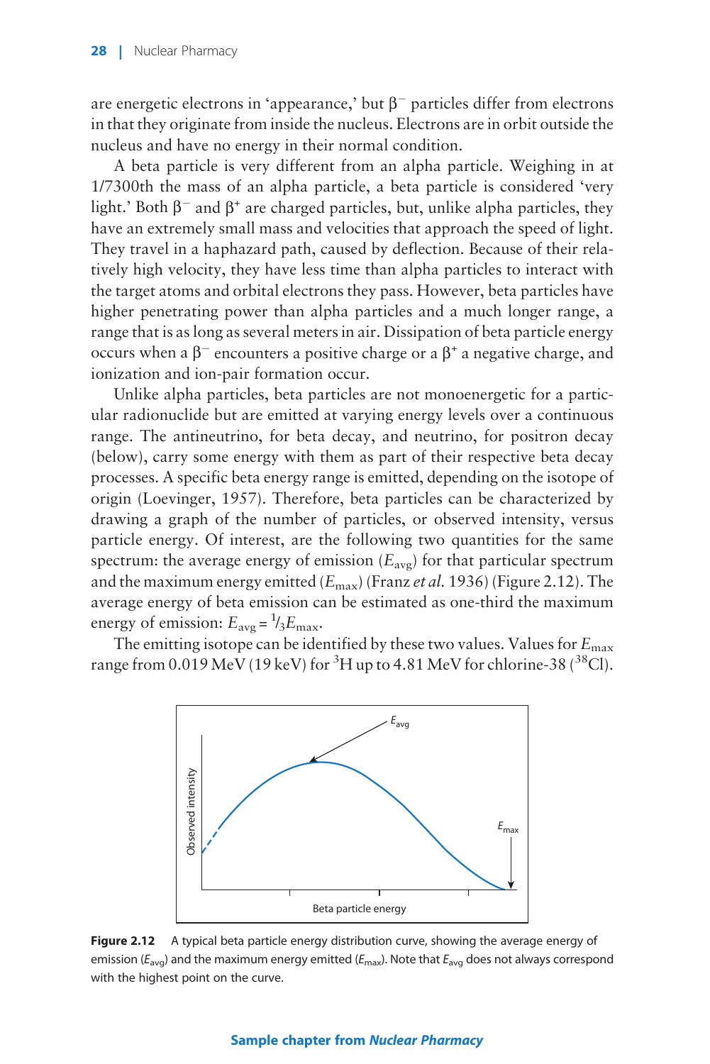are energetic electrons in 'appearance,' but $\beta^-$ particles differ from electrons in that they originate from inside the nucleus. Electrons are in orbit outside the nucleus and have no energy in their normal condition.

A beta particle is very different from an alpha particle. Weighing in at 1/7300th the mass of an alpha particle, a beta particle is considered 'very light.' Both $\beta^-$ and $\beta^+$ are charged particles, but, unlike alpha particles, they have an extremely small mass and velocities that approach the speed of light. They travel in a haphazard path, caused by deflection. Because of their relatively high velocity, they have less time than alpha particles to interact with the target atoms and orbital electrons they pass. However, beta particles have higher penetrating power than alpha particles and a much longer range, a range that is as long as several meters in air. Dissipation of beta particle energy occurs when a $\beta^-$ encounters a positive charge or a $\beta^+$ a negative charge, and ionization and ion-pair formation occur.

Unlike alpha particles, beta particles are not monoenergetic for a particular radionuclide but are emitted at varying energy levels over a continuous range. The antineutrino, for beta decay, and neutrino, for positron decay (below), carry some energy with them as part of their respective beta decay processes. A specific beta energy range is emitted, depending on the isotope of origin (Loevinger, 1957). Therefore, beta particles can be characterized by drawing a graph of the number of particles, or observed intensity, versus particle energy. Of interest, are the following two quantities for the same spectrum: the average energy of emission ($E_{avg}$) for that particular spectrum and the maximum energy emitted ($E_{max}$) (Franz *et al.* 1936) (Figure 2.12). The average energy of beta emission can be estimated as one-third the maximum energy of emission: $E_{avg} = \frac{1}{3}E_{max}$.

The emitting isotope can be identified by these two values. Values for $E_{max}$ range from 0.019 MeV (19 keV) for $^3H$ up to 4.81 MeV for chlorine-38 ($^{38}Cl$).

**Figure 2.12** A typical beta particle energy distribution curve, showing the average energy of emission ($E_{avg}$) and the maximum energy emitted ($E_{max}$). Note that $E_{avg}$ does not always correspond with the highest point on the curve.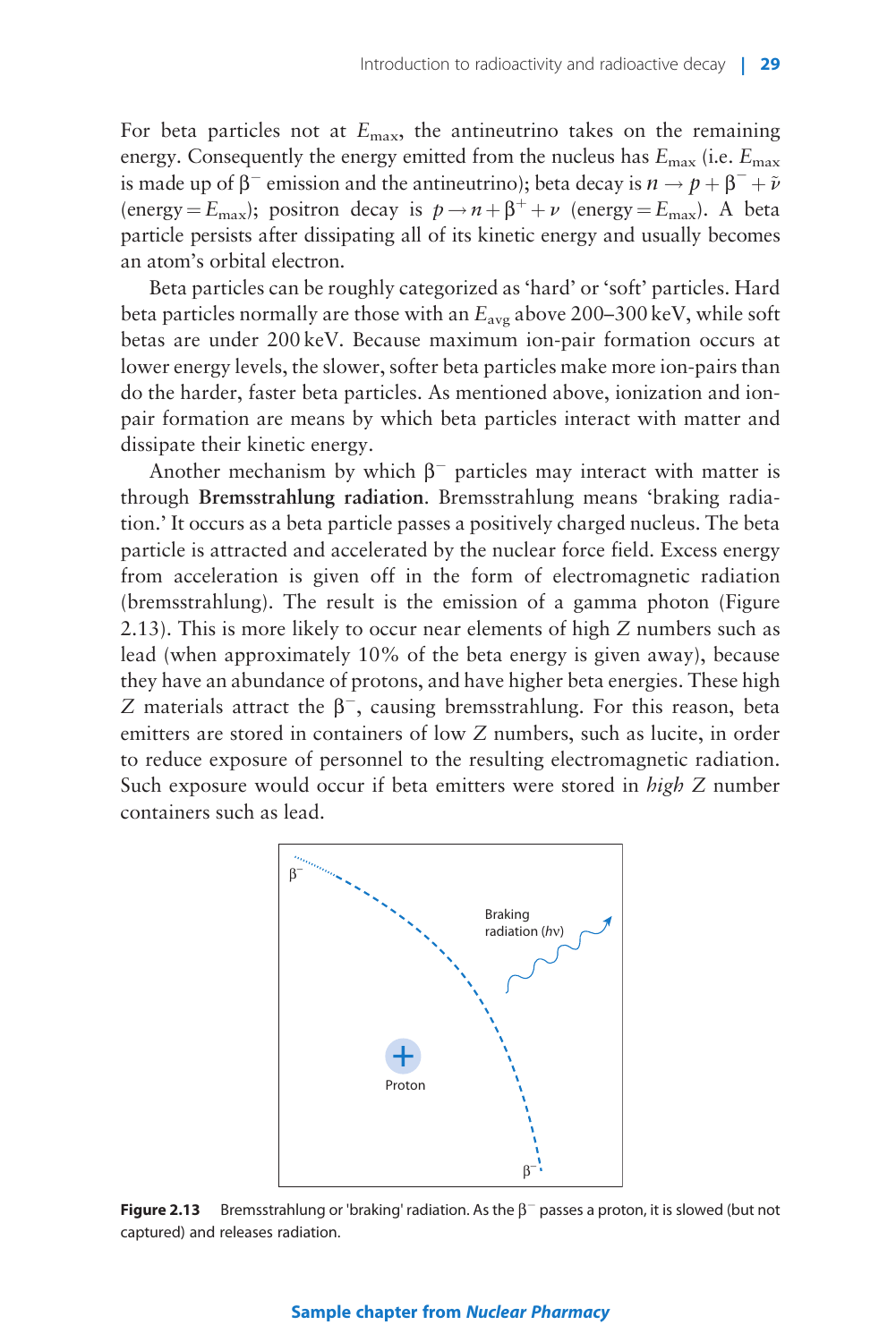For beta particles not at $E_{max}$, the antineutrino takes on the remaining energy. Consequently the energy emitted from the nucleus has $E_{max}$ (i.e. $E_{max}$ is made up of $\beta^-$ emission and the antineutrino); beta decay is $n \rightarrow p + \beta^- + \tilde{\nu}$ (energy $= E_{max}$); positron decay is $p \rightarrow n + \beta^+ + \nu$ (energy $= E_{max}$). A beta particle persists after dissipating all of its kinetic energy and usually becomes an atom's orbital electron.

Beta particles can be roughly categorized as 'hard' or 'soft' particles. Hard beta particles normally are those with an $E_{avg}$ above 200–300 keV, while soft betas are under 200 keV. Because maximum ion-pair formation occurs at lower energy levels, the slower, softer beta particles make more ion-pairs than do the harder, faster beta particles. As mentioned above, ionization and ion-pair formation are means by which beta particles interact with matter and dissipate their kinetic energy.

Another mechanism by which $\beta^-$ particles may interact with matter is through **Bremsstrahlung radiation**. Bremsstrahlung means 'braking radiation.' It occurs as a beta particle passes a positively charged nucleus. The beta particle is attracted and accelerated by the nuclear force field. Excess energy from acceleration is given off in the form of electromagnetic radiation (bremsstrahlung). The result is the emission of a gamma photon (Figure 2.13). This is more likely to occur near elements of high $Z$ numbers such as lead (when approximately 10% of the beta energy is given away), because they have an abundance of protons, and have higher beta energies. These high $Z$ materials attract the $\beta^-$, causing bremsstrahlung. For this reason, beta emitters are stored in containers of low $Z$ numbers, such as lucite, in order to reduce exposure of personnel to the resulting electromagnetic radiation. Such exposure would occur if beta emitters were stored in *high* $Z$ number containers such as lead.

**Figure 2.13** Bremsstrahlung or 'braking' radiation. As the $\beta^-$ passes a proton, it is slowed (but not captured) and releases radiation.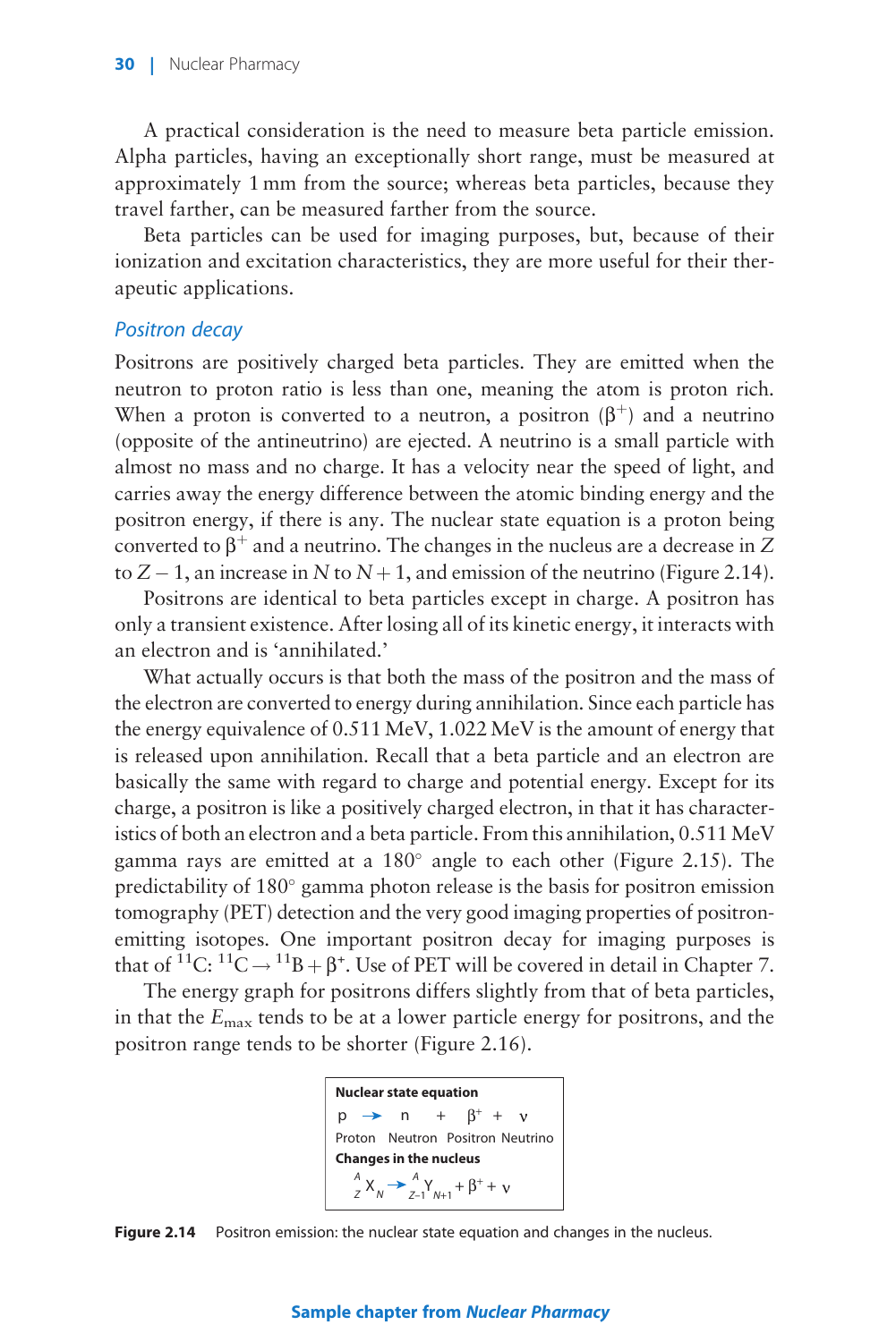A practical consideration is the need to measure beta particle emission. Alpha particles, having an exceptionally short range, must be measured at approximately 1 mm from the source; whereas beta particles, because they travel farther, can be measured farther from the source.

Beta particles can be used for imaging purposes, but, because of their ionization and excitation characteristics, they are more useful for their therapeutic applications.

### *Positron decay*

Positrons are positively charged beta particles. They are emitted when the neutron to proton ratio is less than one, meaning the atom is proton rich. When a proton is converted to a neutron, a positron ($\beta^+$) and a neutrino (opposite of the antineutrino) are ejected. A neutrino is a small particle with almost no mass and no charge. It has a velocity near the speed of light, and carries away the energy difference between the atomic binding energy and the positron energy, if there is any. The nuclear state equation is a proton being converted to $\beta^+$ and a neutrino. The changes in the nucleus are a decrease in $Z$ to $Z - 1$, an increase in $N$ to $N + 1$, and emission of the neutrino (Figure 2.14).

Positrons are identical to beta particles except in charge. A positron has only a transient existence. After losing all of its kinetic energy, it interacts with an electron and is 'annihilated.'

What actually occurs is that both the mass of the positron and the mass of the electron are converted to energy during annihilation. Since each particle has the energy equivalence of 0.511 MeV, 1.022 MeV is the amount of energy that is released upon annihilation. Recall that a beta particle and an electron are basically the same with regard to charge and potential energy. Except for its charge, a positron is like a positively charged electron, in that it has characteristics of both an electron and a beta particle. From this annihilation, 0.511 MeV gamma rays are emitted at a 180° angle to each other (Figure 2.15). The predictability of 180° gamma photon release is the basis for positron emission tomography (PET) detection and the very good imaging properties of positron-emitting isotopes. One important positron decay for imaging purposes is that of $^{11}C$: $^{11}C \rightarrow {}^{11}B + \beta^+$. Use of PET will be covered in detail in Chapter 7.

The energy graph for positrons differs slightly from that of beta particles, in that the $E_{max}$ tends to be at a lower particle energy for positrons, and the positron range tends to be shorter (Figure 2.16).

**Nuclear state equation**

$$p \rightarrow n + \beta^+ + \nu$$

Proton Neutron Positron Neutrino

**Changes in the nucleus**

$$^{A}_{Z}X_{N} \rightarrow {}^{A}_{Z-1}Y_{N+1} + \beta^+ + \nu$$

**Figure 2.14** Positron emission: the nuclear state equation and changes in the nucleus.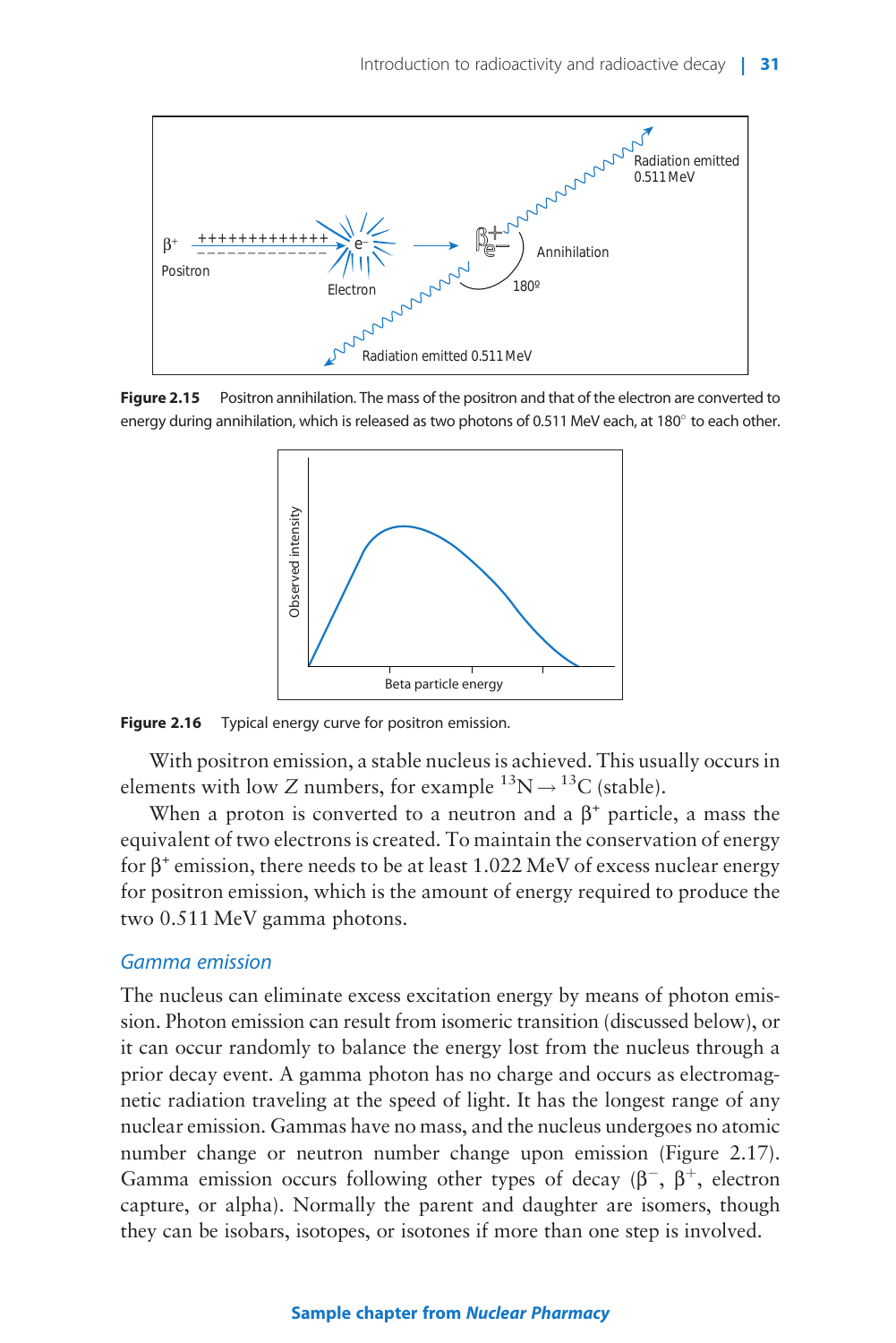Figure 2.15 Positron annihilation. The mass of the positron and that of the electron are converted to energy during annihilation, which is released as two photons of 0.511 MeV each, at 180° to each other.

Figure 2.16 Typical energy curve for positron emission.

With positron emission, a stable nucleus is achieved. This usually occurs in elements with low $Z$ numbers, for example $^{13}N \rightarrow {}^{13}C$ (stable).

When a proton is converted to a neutron and a $\beta^+$ particle, a mass the equivalent of two electrons is created. To maintain the conservation of energy for $\beta^+$ emission, there needs to be at least 1.022 MeV of excess nuclear energy for positron emission, which is the amount of energy required to produce the two 0.511 MeV gamma photons.

### *Gamma emission*

The nucleus can eliminate excess excitation energy by means of photon emission. Photon emission can result from isomeric transition (discussed below), or it can occur randomly to balance the energy lost from the nucleus through a prior decay event. A gamma photon has no charge and occurs as electromagnetic radiation traveling at the speed of light. It has the longest range of any nuclear emission. Gammas have no mass, and the nucleus undergoes no atomic number change or neutron number change upon emission (Figure 2.17). Gamma emission occurs following other types of decay ($\beta^-$, $\beta^+$, electron capture, or alpha). Normally the parent and daughter are isomers, though they can be isobars, isotopes, or isotones if more than one step is involved.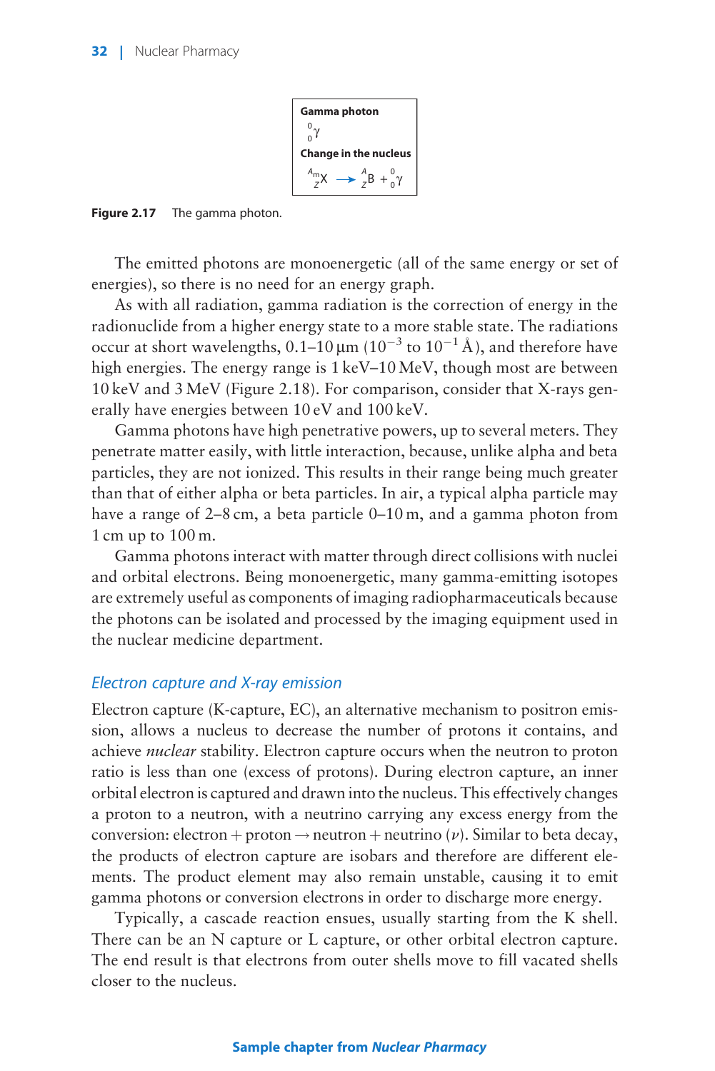**Gamma photon**

$^{0}_{0}\gamma$

**Change in the nucleus**

$^{A\text{m}}_{Z}\text{X} \rightarrow {}^{A}_{Z}\text{B} + {}^{0}_{0}\gamma$

**Figure 2.17** The gamma photon.

The emitted photons are monoenergetic (all of the same energy or set of energies), so there is no need for an energy graph.

As with all radiation, gamma radiation is the correction of energy in the radionuclide from a higher energy state to a more stable state. The radiations occur at short wavelengths, 0.1–10 μm ($10^{-3}$ to $10^{-1}$ Å), and therefore have high energies. The energy range is 1 keV–10 MeV, though most are between 10 keV and 3 MeV (Figure 2.18). For comparison, consider that X-rays generally have energies between 10 eV and 100 keV.

Gamma photons have high penetrative powers, up to several meters. They penetrate matter easily, with little interaction, because, unlike alpha and beta particles, they are not ionized. This results in their range being much greater than that of either alpha or beta particles. In air, a typical alpha particle may have a range of 2–8 cm, a beta particle 0–10 m, and a gamma photon from 1 cm up to 100 m.

Gamma photons interact with matter through direct collisions with nuclei and orbital electrons. Being monoenergetic, many gamma-emitting isotopes are extremely useful as components of imaging radiopharmaceuticals because the photons can be isolated and processed by the imaging equipment used in the nuclear medicine department.

### *Electron capture and X-ray emission*

Electron capture (K-capture, EC), an alternative mechanism to positron emission, allows a nucleus to decrease the number of protons it contains, and achieve *nuclear* stability. Electron capture occurs when the neutron to proton ratio is less than one (excess of protons). During electron capture, an inner orbital electron is captured and drawn into the nucleus. This effectively changes a proton to a neutron, with a neutrino carrying any excess energy from the conversion: electron + proton → neutron + neutrino ($\nu$). Similar to beta decay, the products of electron capture are isobars and therefore are different elements. The product element may also remain unstable, causing it to emit gamma photons or conversion electrons in order to discharge more energy.

Typically, a cascade reaction ensues, usually starting from the K shell. There can be an N capture or L capture, or other orbital electron capture. The end result is that electrons from outer shells move to fill vacated shells closer to the nucleus.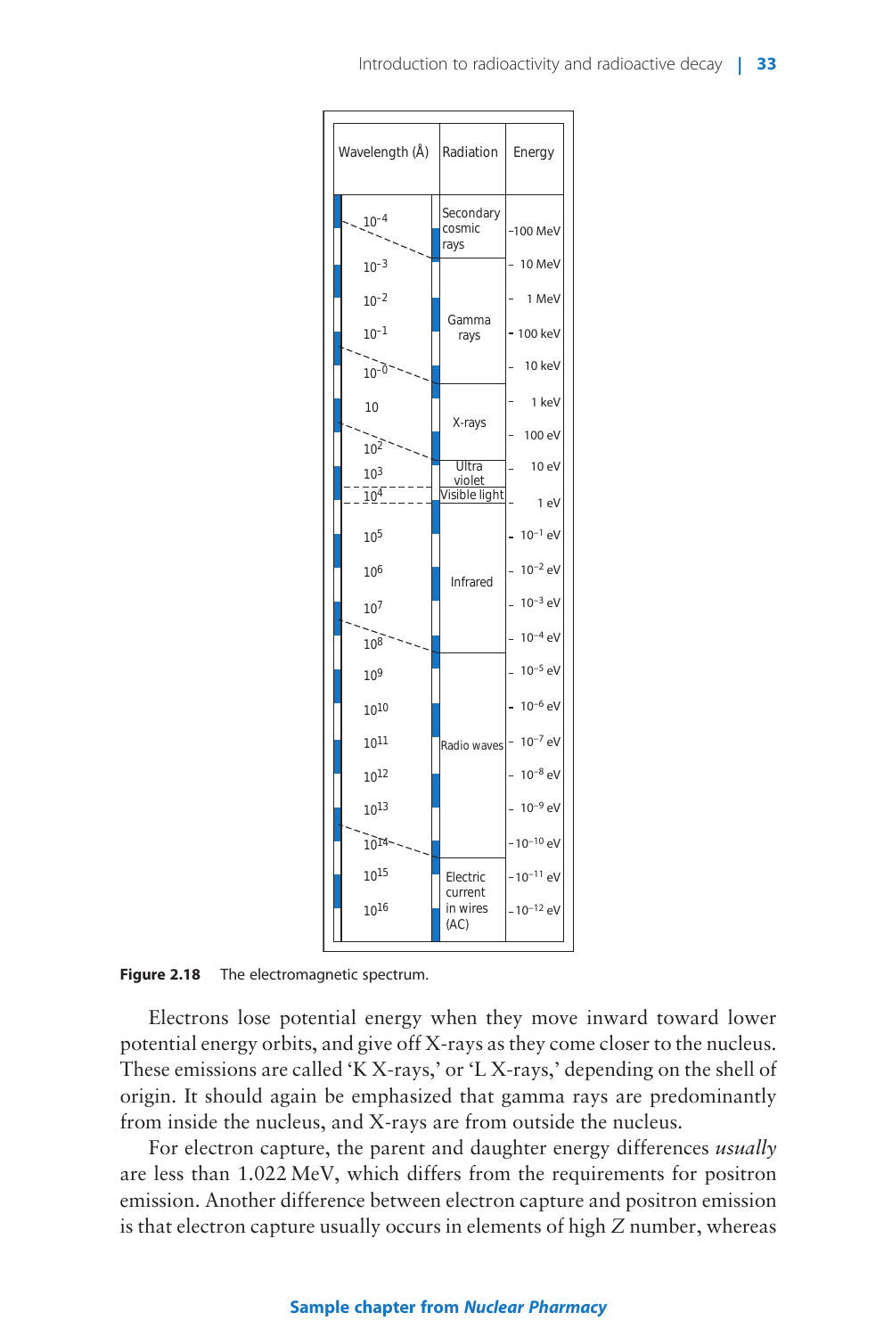| Wavelength (Å) | Radiation | Energy |
|---|---|---|
| $10^{-4}$ | Secondary cosmic rays | 100 MeV |
| $10^{-3}$ | Gamma rays | 10 MeV |
| $10^{-2}$ | | 1 MeV |
| $10^{-1}$ | | 100 keV |
| $10^{0}$ | | 10 keV |
| 10 | X-rays | 1 keV |
| $10^{2}$ | | 100 eV |
| $10^{3}$ | Ultra violet | 10 eV |
| $10^{4}$ | Visible light | 1 eV |
| $10^{5}$ | Infrared | $10^{-1}$ eV |
| $10^{6}$ | | $10^{-2}$ eV |
| $10^{7}$ | | $10^{-3}$ eV |
| $10^{8}$ | | $10^{-4}$ eV |
| $10^{9}$ | Radio waves | $10^{-5}$ eV |
| $10^{10}$ | | $10^{-6}$ eV |
| $10^{11}$ | | $10^{-7}$ eV |
| $10^{12}$ | | $10^{-8}$ eV |
| $10^{13}$ | | $10^{-9}$ eV |
| $10^{14}$ | | $10^{-10}$ eV |
| $10^{15}$ | Electric current in wires (AC) | $10^{-11}$ eV |
| $10^{16}$ | | $10^{-12}$ eV |

**Figure 2.18** The electromagnetic spectrum.

Electrons lose potential energy when they move inward toward lower potential energy orbits, and give off X-rays as they come closer to the nucleus. These emissions are called 'K X-rays,' or 'L X-rays,' depending on the shell of origin. It should again be emphasized that gamma rays are predominantly from inside the nucleus, and X-rays are from outside the nucleus.

For electron capture, the parent and daughter energy differences *usually* are less than 1.022 MeV, which differs from the requirements for positron emission. Another difference between electron capture and positron emission is that electron capture usually occurs in elements of high $Z$ number, whereas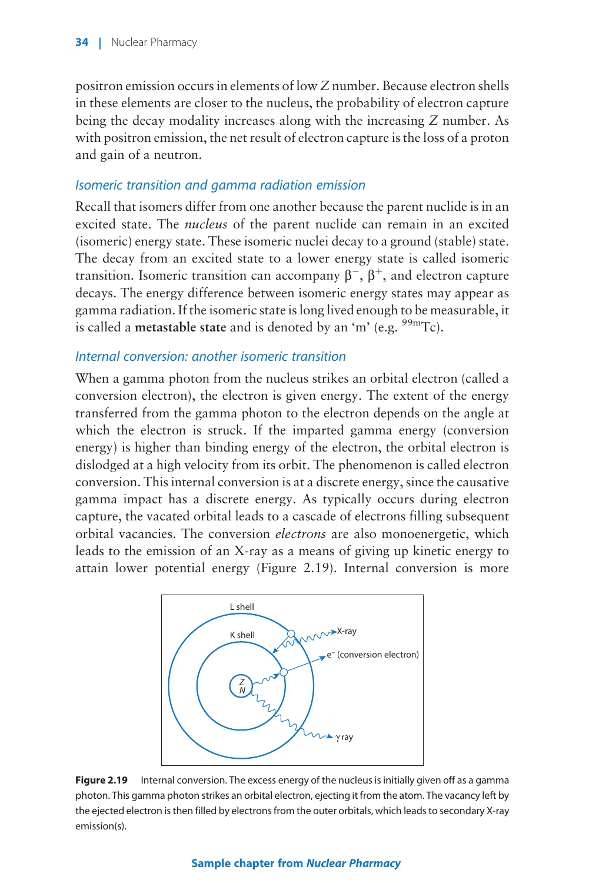positron emission occurs in elements of low $Z$ number. Because electron shells in these elements are closer to the nucleus, the probability of electron capture being the decay modality increases along with the increasing $Z$ number. As with positron emission, the net result of electron capture is the loss of a proton and gain of a neutron.

### *Isomeric transition and gamma radiation emission*

Recall that isomers differ from one another because the parent nuclide is in an excited state. The *nucleus* of the parent nuclide can remain in an excited (isomeric) energy state. These isomeric nuclei decay to a ground (stable) state. The decay from an excited state to a lower energy state is called isomeric transition. Isomeric transition can accompany $\beta^-$, $\beta^+$, and electron capture decays. The energy difference between isomeric energy states may appear as gamma radiation. If the isomeric state is long lived enough to be measurable, it is called a **metastable state** and is denoted by an 'm' (e.g. $^{99m}$Tc).

### *Internal conversion: another isomeric transition*

When a gamma photon from the nucleus strikes an orbital electron (called a conversion electron), the electron is given energy. The extent of the energy transferred from the gamma photon to the electron depends on the angle at which the electron is struck. If the imparted gamma energy (conversion energy) is higher than binding energy of the electron, the orbital electron is dislodged at a high velocity from its orbit. The phenomenon is called electron conversion. This internal conversion is at a discrete energy, since the causative gamma impact has a discrete energy. As typically occurs during electron capture, the vacated orbital leads to a cascade of electrons filling subsequent orbital vacancies. The conversion *electrons* are also monoenergetic, which leads to the emission of an X-ray as a means of giving up kinetic energy to attain lower potential energy (Figure 2.19). Internal conversion is more

L shell
K shell
X-ray
e⁻ (conversion electron)
Z
N
γ ray

**Figure 2.19** Internal conversion. The excess energy of the nucleus is initially given off as a gamma photon. This gamma photon strikes an orbital electron, ejecting it from the atom. The vacancy left by the ejected electron is then filled by electrons from the outer orbitals, which leads to secondary X-ray emission(s).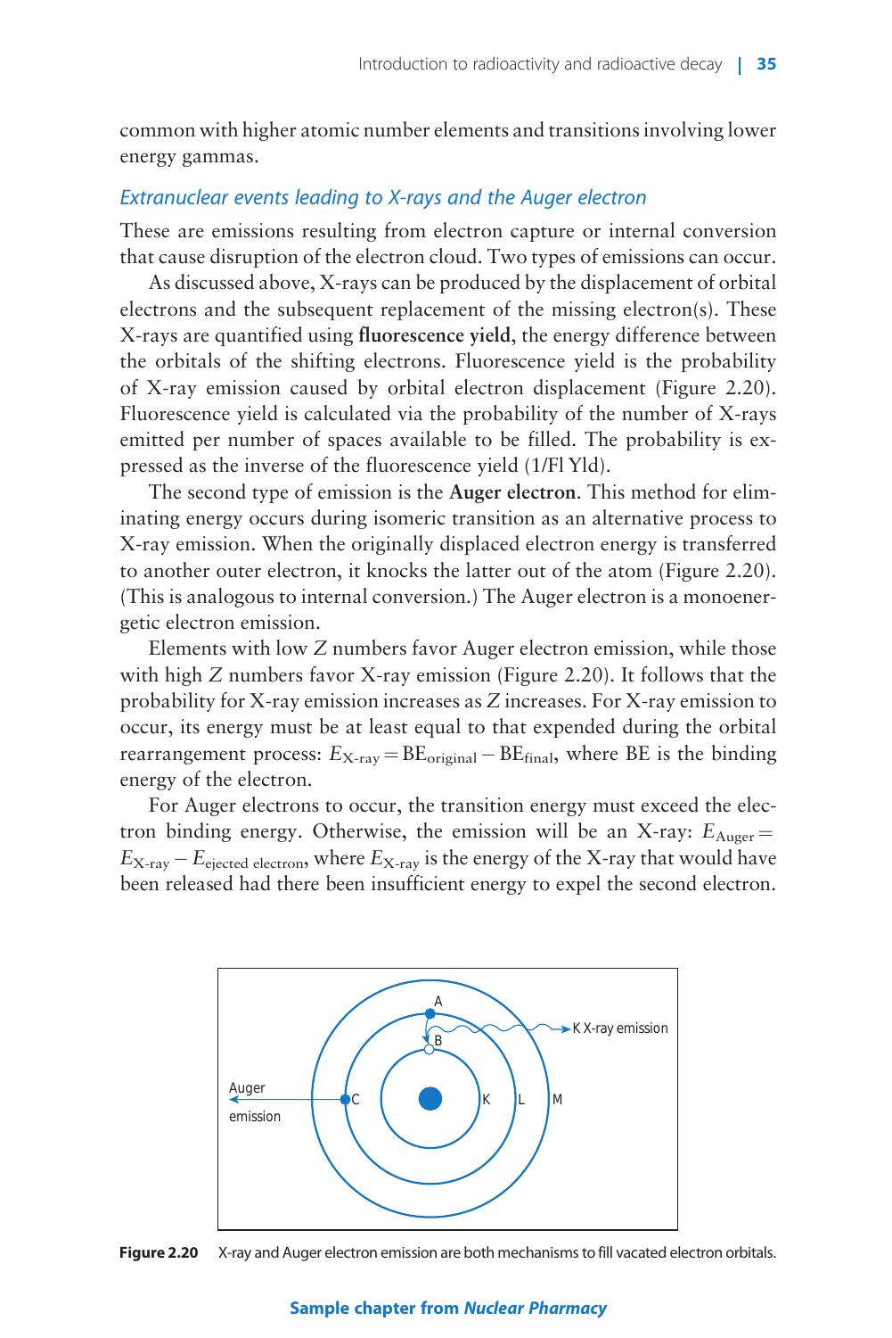common with higher atomic number elements and transitions involving lower energy gammas.

### *Extranuclear events leading to X-rays and the Auger electron*

These are emissions resulting from electron capture or internal conversion that cause disruption of the electron cloud. Two types of emissions can occur.

As discussed above, X-rays can be produced by the displacement of orbital electrons and the subsequent replacement of the missing electron(s). These X-rays are quantified using **fluorescence yield**, the energy difference between the orbitals of the shifting electrons. Fluorescence yield is the probability of X-ray emission caused by orbital electron displacement (Figure 2.20). Fluorescence yield is calculated via the probability of the number of X-rays emitted per number of spaces available to be filled. The probability is expressed as the inverse of the fluorescence yield (1/Fl Yld).

The second type of emission is the **Auger electron**. This method for eliminating energy occurs during isomeric transition as an alternative process to X-ray emission. When the originally displaced electron energy is transferred to another outer electron, it knocks the latter out of the atom (Figure 2.20). (This is analogous to internal conversion.) The Auger electron is a monoenergetic electron emission.

Elements with low *Z* numbers favor Auger electron emission, while those with high *Z* numbers favor X-ray emission (Figure 2.20). It follows that the probability for X-ray emission increases as *Z* increases. For X-ray emission to occur, its energy must be at least equal to that expended during the orbital rearrangement process: $E_{\text{X-ray}} = \text{BE}_{\text{original}} - \text{BE}_{\text{final}}$, where BE is the binding energy of the electron.

For Auger electrons to occur, the transition energy must exceed the electron binding energy. Otherwise, the emission will be an X-ray: $E_{\text{Auger}} = E_{\text{X-ray}} - E_{\text{ejected electron}}$, where $E_{\text{X-ray}}$ is the energy of the X-ray that would have been released had there been insufficient energy to expel the second electron.

**Figure 2.20** X-ray and Auger electron emission are both mechanisms to fill vacated electron orbitals.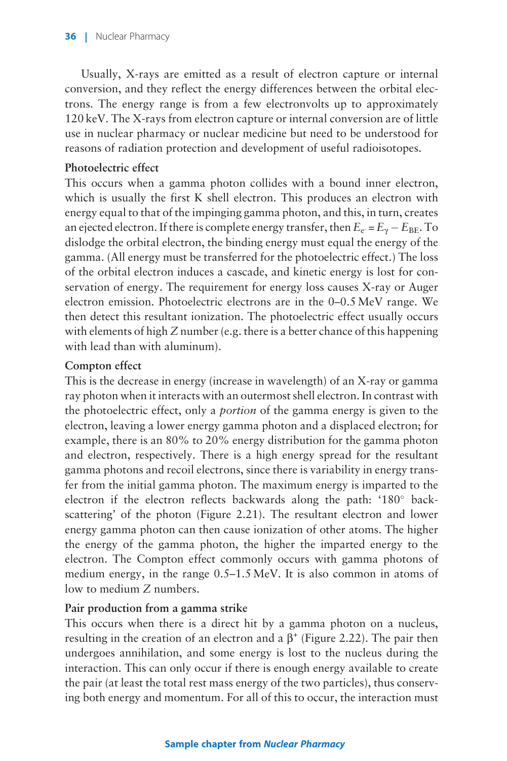Usually, X-rays are emitted as a result of electron capture or internal conversion, and they reflect the energy differences between the orbital electrons. The energy range is from a few electronvolts up to approximately 120 keV. The X-rays from electron capture or internal conversion are of little use in nuclear pharmacy or nuclear medicine but need to be understood for reasons of radiation protection and development of useful radioisotopes.

**Photoelectric effect**

This occurs when a gamma photon collides with a bound inner electron, which is usually the first K shell electron. This produces an electron with energy equal to that of the impinging gamma photon, and this, in turn, creates an ejected electron. If there is complete energy transfer, then $E_{e^-} = E_\gamma - E_{BE}$. To dislodge the orbital electron, the binding energy must equal the energy of the gamma. (All energy must be transferred for the photoelectric effect.) The loss of the orbital electron induces a cascade, and kinetic energy is lost for conservation of energy. The requirement for energy loss causes X-ray or Auger electron emission. Photoelectric electrons are in the 0–0.5 MeV range. We then detect this resultant ionization. The photoelectric effect usually occurs with elements of high *Z* number (e.g. there is a better chance of this happening with lead than with aluminum).

**Compton effect**

This is the decrease in energy (increase in wavelength) of an X-ray or gamma ray photon when it interacts with an outermost shell electron. In contrast with the photoelectric effect, only a *portion* of the gamma energy is given to the electron, leaving a lower energy gamma photon and a displaced electron; for example, there is an 80% to 20% energy distribution for the gamma photon and electron, respectively. There is a high energy spread for the resultant gamma photons and recoil electrons, since there is variability in energy transfer from the initial gamma photon. The maximum energy is imparted to the electron if the electron reflects backwards along the path: '180° backscattering' of the photon (Figure 2.21). The resultant electron and lower energy gamma photon can then cause ionization of other atoms. The higher the energy of the gamma photon, the higher the imparted energy to the electron. The Compton effect commonly occurs with gamma photons of medium energy, in the range 0.5–1.5 MeV. It is also common in atoms of low to medium *Z* numbers.

**Pair production from a gamma strike**

This occurs when there is a direct hit by a gamma photon on a nucleus, resulting in the creation of an electron and a $\beta^+$ (Figure 2.22). The pair then undergoes annihilation, and some energy is lost to the nucleus during the interaction. This can only occur if there is enough energy available to create the pair (at least the total rest mass energy of the two particles), thus conserving both energy and momentum. For all of this to occur, the interaction must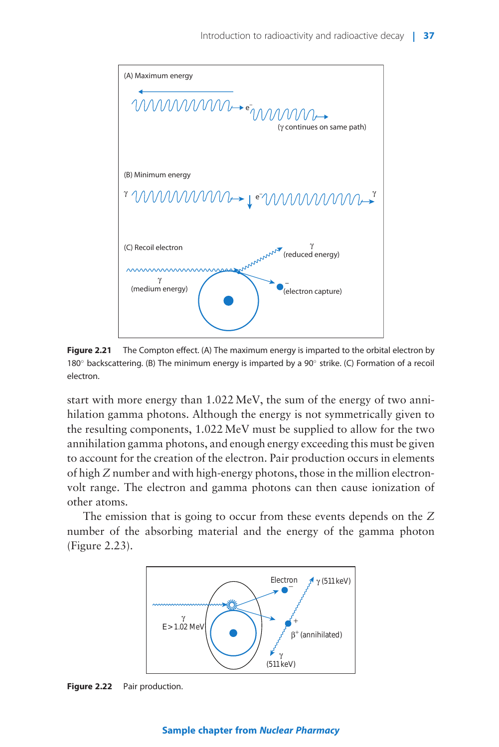Figure 2.21 The Compton effect. (A) The maximum energy is imparted to the orbital electron by 180° backscattering. (B) The minimum energy is imparted by a 90° strike. (C) Formation of a recoil electron.

start with more energy than 1.022 MeV, the sum of the energy of two annihilation gamma photons. Although the energy is not symmetrically given to the resulting components, 1.022 MeV must be supplied to allow for the two annihilation gamma photons, and enough energy exceeding this must be given to account for the creation of the electron. Pair production occurs in elements of high *Z* number and with high-energy photons, those in the million electron-volt range. The electron and gamma photons can then cause ionization of other atoms.

The emission that is going to occur from these events depends on the *Z* number of the absorbing material and the energy of the gamma photon (Figure 2.23).

Figure 2.22 Pair production.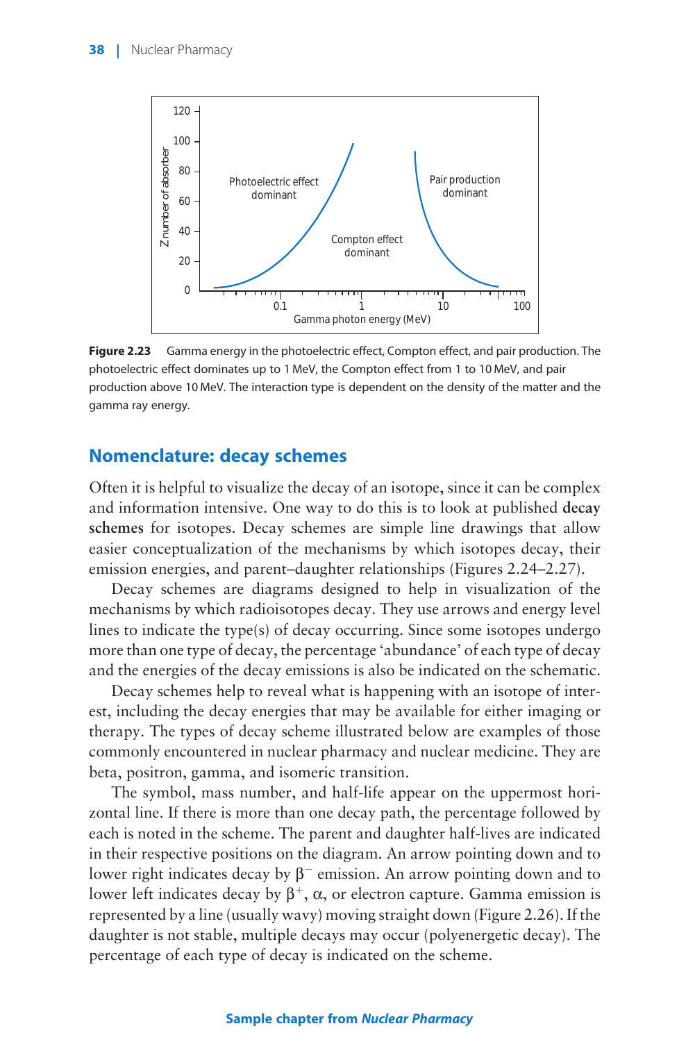120
100
80
60
40
20
0
Z number of absorber
Photoelectric effect dominant
Compton effect dominant
Pair production dominant
0.1
1
10
100
Gamma photon energy (MeV)

**Figure 2.23** Gamma energy in the photoelectric effect, Compton effect, and pair production. The photoelectric effect dominates up to 1 MeV, the Compton effect from 1 to 10 MeV, and pair production above 10 MeV. The interaction type is dependent on the density of the matter and the gamma ray energy.

## Nomenclature: decay schemes

Often it is helpful to visualize the decay of an isotope, since it can be complex and information intensive. One way to do this is to look at published **decay schemes** for isotopes. Decay schemes are simple line drawings that allow easier conceptualization of the mechanisms by which isotopes decay, their emission energies, and parent–daughter relationships (Figures 2.24–2.27).

Decay schemes are diagrams designed to help in visualization of the mechanisms by which radioisotopes decay. They use arrows and energy level lines to indicate the type(s) of decay occurring. Since some isotopes undergo more than one type of decay, the percentage 'abundance' of each type of decay and the energies of the decay emissions is also be indicated on the schematic.

Decay schemes help to reveal what is happening with an isotope of interest, including the decay energies that may be available for either imaging or therapy. The types of decay scheme illustrated below are examples of those commonly encountered in nuclear pharmacy and nuclear medicine. They are beta, positron, gamma, and isomeric transition.

The symbol, mass number, and half-life appear on the uppermost horizontal line. If there is more than one decay path, the percentage followed by each is noted in the scheme. The parent and daughter half-lives are indicated in their respective positions on the diagram. An arrow pointing down and to lower right indicates decay by $\beta^-$ emission. An arrow pointing down and to lower left indicates decay by $\beta^+$, $\alpha$, or electron capture. Gamma emission is represented by a line (usually wavy) moving straight down (Figure 2.26). If the daughter is not stable, multiple decays may occur (polyenergetic decay). The percentage of each type of decay is indicated on the scheme.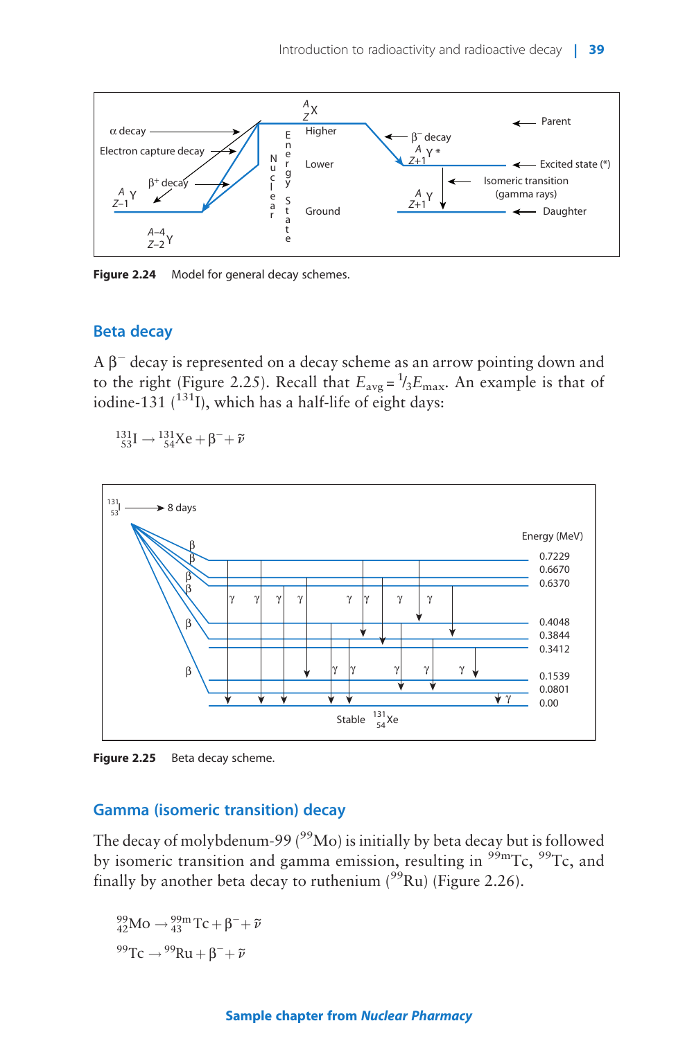Figure 2.24 Model for general decay schemes.

## Beta decay

A $\beta^-$ decay is represented on a decay scheme as an arrow pointing down and to the right (Figure 2.25). Recall that $E_{avg} = {}^1/_3 E_{max}$. An example is that of iodine-131 ($^{131}$I), which has a half-life of eight days:

$$^{131}_{53}\text{I} \rightarrow {}^{131}_{54}\text{Xe} + \beta^- + \tilde{\nu}$$

Figure 2.25 Beta decay scheme.

## Gamma (isomeric transition) decay

The decay of molybdenum-99 ($^{99}$Mo) is initially by beta decay but is followed by isomeric transition and gamma emission, resulting in $^{99m}$Tc, $^{99}$Tc, and finally by another beta decay to ruthenium ($^{99}$Ru) (Figure 2.26).

$$^{99}_{42}\text{Mo} \rightarrow {}^{99m}_{43}\text{Tc} + \beta^- + \tilde{\nu}$$

$$^{99}\text{Tc} \rightarrow {}^{99}\text{Ru} + \beta^- + \tilde{\nu}$$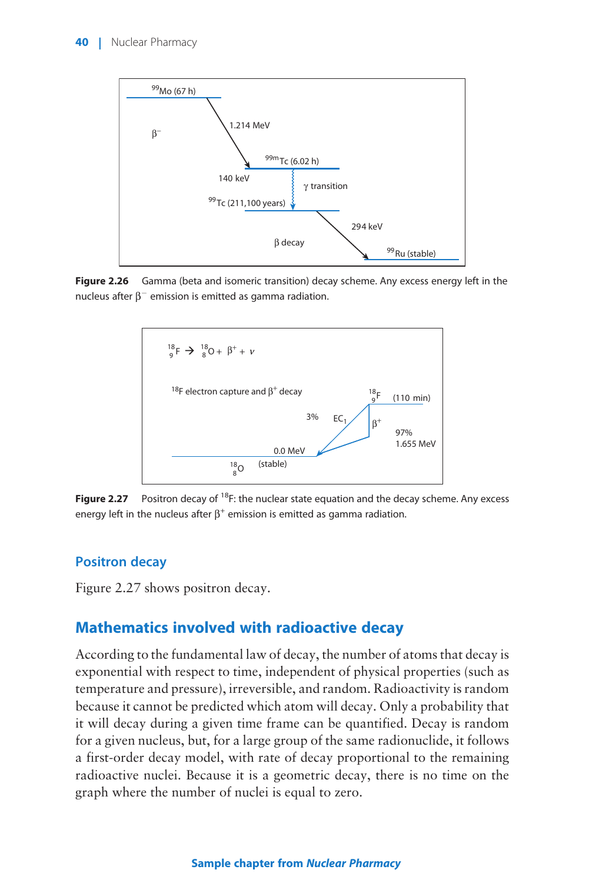**Figure 2.26** Gamma (beta and isomeric transition) decay scheme. Any excess energy left in the nucleus after $\beta^-$ emission is emitted as gamma radiation.

**Figure 2.27** Positron decay of $^{18}F$: the nuclear state equation and the decay scheme. Any excess energy left in the nucleus after $\beta^+$ emission is emitted as gamma radiation.

## Positron decay

Figure 2.27 shows positron decay.

## Mathematics involved with radioactive decay

According to the fundamental law of decay, the number of atoms that decay is exponential with respect to time, independent of physical properties (such as temperature and pressure), irreversible, and random. Radioactivity is random because it cannot be predicted which atom will decay. Only a probability that it will decay during a given time frame can be quantified. Decay is random for a given nucleus, but, for a large group of the same radionuclide, it follows a first-order decay model, with rate of decay proportional to the remaining radioactive nuclei. Because it is a geometric decay, there is no time on the graph where the number of nuclei is equal to zero.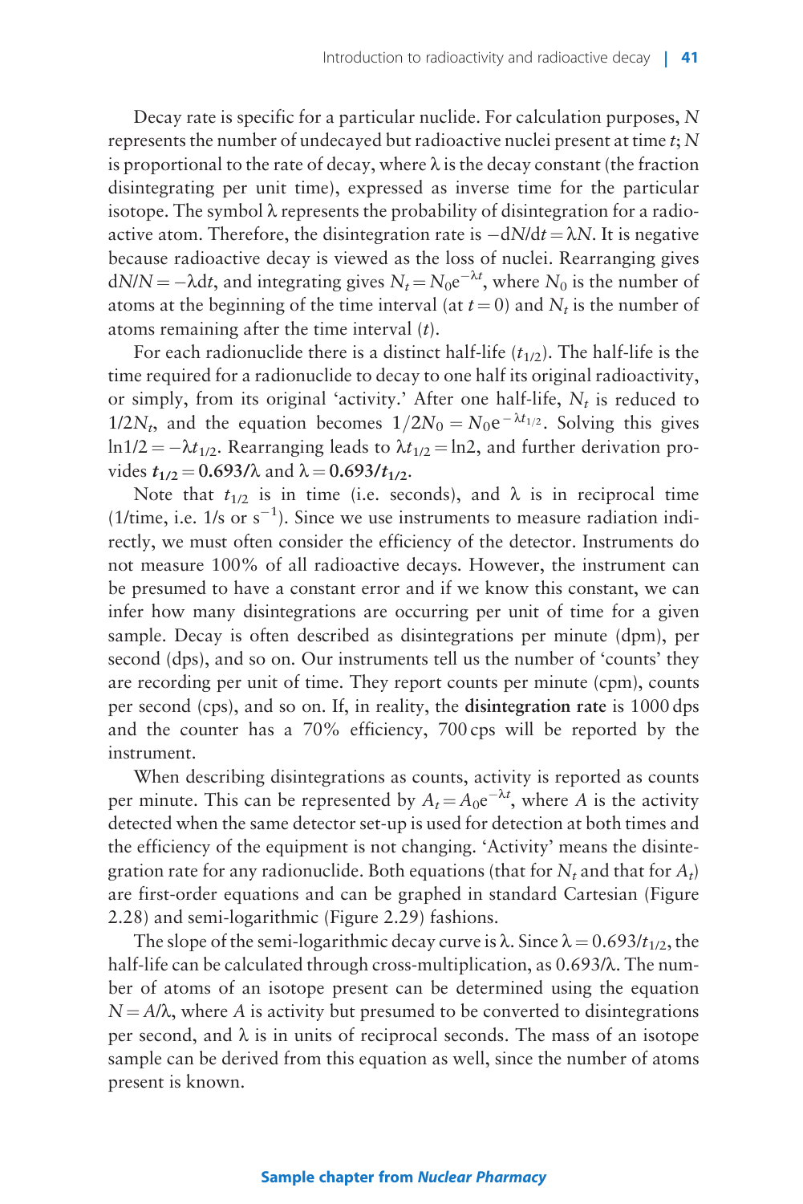Decay rate is specific for a particular nuclide. For calculation purposes, $N$ represents the number of undecayed but radioactive nuclei present at time $t$; $N$ is proportional to the rate of decay, where $\lambda$ is the decay constant (the fraction disintegrating per unit time), expressed as inverse time for the particular isotope. The symbol $\lambda$ represents the probability of disintegration for a radioactive atom. Therefore, the disintegration rate is $-dN/dt = \lambda N$. It is negative because radioactive decay is viewed as the loss of nuclei. Rearranging gives $dN/N = -\lambda dt$, and integrating gives $N_t = N_0 e^{-\lambda t}$, where $N_0$ is the number of atoms at the beginning of the time interval (at $t = 0$) and $N_t$ is the number of atoms remaining after the time interval ($t$).

For each radionuclide there is a distinct half-life ($t_{1/2}$). The half-life is the time required for a radionuclide to decay to one half its original radioactivity, or simply, from its original 'activity.' After one half-life, $N_t$ is reduced to $1/2N_t$, and the equation becomes $1/2N_0 = N_0 e^{-\lambda t_{1/2}}$. Solving this gives $\ln 1/2 = -\lambda t_{1/2}$. Rearranging leads to $\lambda t_{1/2} = \ln 2$, and further derivation provides $\mathbf{t_{1/2} = 0.693/\lambda}$ and $\mathbf{\lambda = 0.693/t_{1/2}}$.

Note that $t_{1/2}$ is in time (i.e. seconds), and $\lambda$ is in reciprocal time (1/time, i.e. 1/s or $s^{-1}$). Since we use instruments to measure radiation indirectly, we must often consider the efficiency of the detector. Instruments do not measure 100% of all radioactive decays. However, the instrument can be presumed to have a constant error and if we know this constant, we can infer how many disintegrations are occurring per unit of time for a given sample. Decay is often described as disintegrations per minute (dpm), per second (dps), and so on. Our instruments tell us the number of 'counts' they are recording per unit of time. They report counts per minute (cpm), counts per second (cps), and so on. If, in reality, the **disintegration rate** is 1000 dps and the counter has a 70% efficiency, 700 cps will be reported by the instrument.

When describing disintegrations as counts, activity is reported as counts per minute. This can be represented by $A_t = A_0 e^{-\lambda t}$, where $A$ is the activity detected when the same detector set-up is used for detection at both times and the efficiency of the equipment is not changing. 'Activity' means the disintegration rate for any radionuclide. Both equations (that for $N_t$ and that for $A_t$) are first-order equations and can be graphed in standard Cartesian (Figure 2.28) and semi-logarithmic (Figure 2.29) fashions.

The slope of the semi-logarithmic decay curve is $\lambda$. Since $\lambda = 0.693/t_{1/2}$, the half-life can be calculated through cross-multiplication, as $0.693/\lambda$. The number of atoms of an isotope present can be determined using the equation $N = A/\lambda$, where $A$ is activity but presumed to be converted to disintegrations per second, and $\lambda$ is in units of reciprocal seconds. The mass of an isotope sample can be derived from this equation as well, since the number of atoms present is known.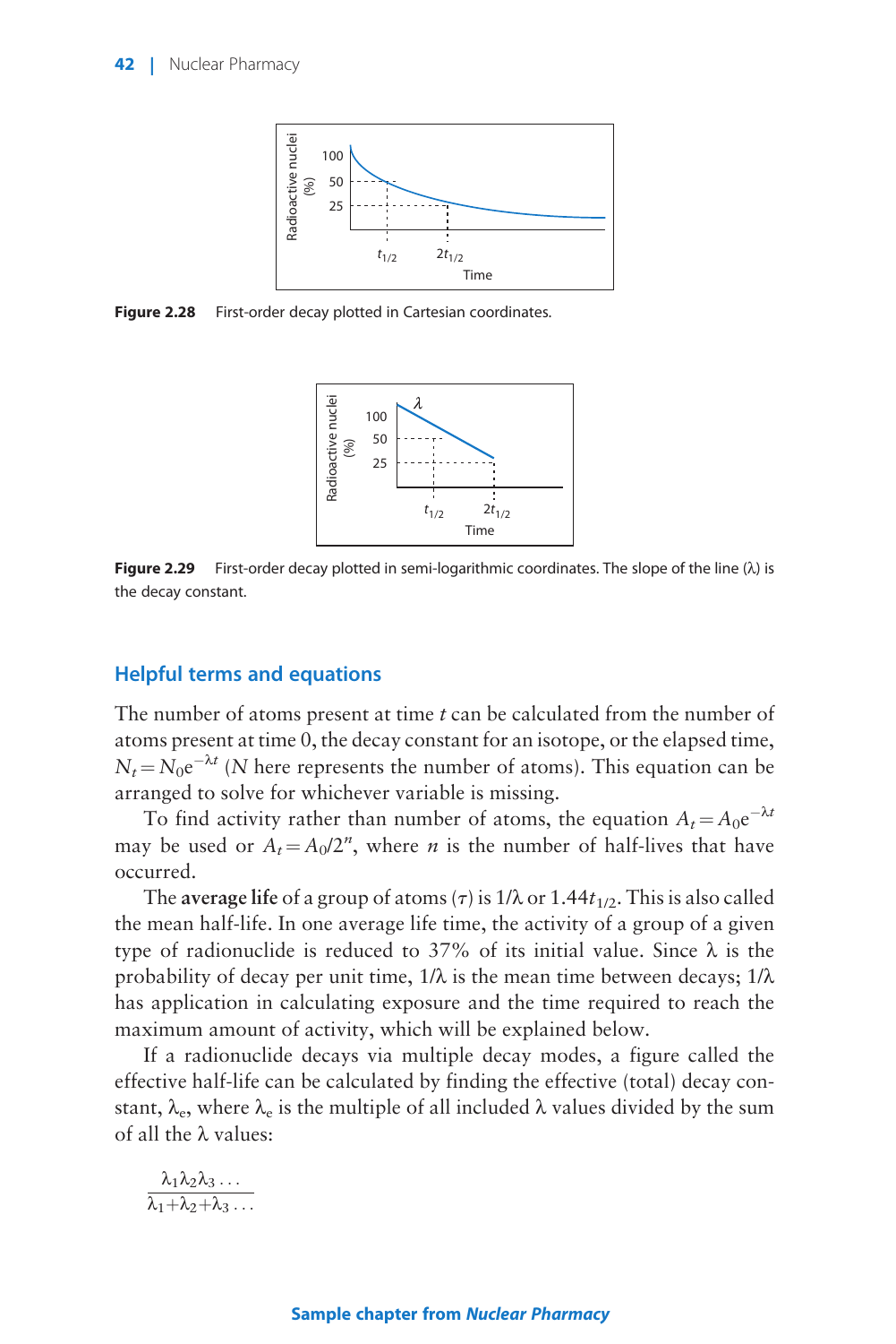Figure 2.28 First-order decay plotted in Cartesian coordinates.

Figure 2.29 First-order decay plotted in semi-logarithmic coordinates. The slope of the line (λ) is the decay constant.

## Helpful terms and equations

The number of atoms present at time $t$ can be calculated from the number of atoms present at time 0, the decay constant for an isotope, or the elapsed time, $N_t = N_0 e^{-\lambda t}$ ($N$ here represents the number of atoms). This equation can be arranged to solve for whichever variable is missing.

To find activity rather than number of atoms, the equation $A_t = A_0 e^{-\lambda t}$ may be used or $A_t = A_0/2^n$, where $n$ is the number of half-lives that have occurred.

The **average life** of a group of atoms ($\tau$) is $1/\lambda$ or $1.44t_{1/2}$. This is also called the mean half-life. In one average life time, the activity of a group of a given type of radionuclide is reduced to 37% of its initial value. Since λ is the probability of decay per unit time, $1/\lambda$ is the mean time between decays; $1/\lambda$ has application in calculating exposure and the time required to reach the maximum amount of activity, which will be explained below.

If a radionuclide decays via multiple decay modes, a figure called the effective half-life can be calculated by finding the effective (total) decay constant, $\lambda_e$, where $\lambda_e$ is the multiple of all included λ values divided by the sum of all the λ values:

$$\frac{\lambda_1 \lambda_2 \lambda_3 \ldots}{\lambda_1 + \lambda_2 + \lambda_3 \ldots}$$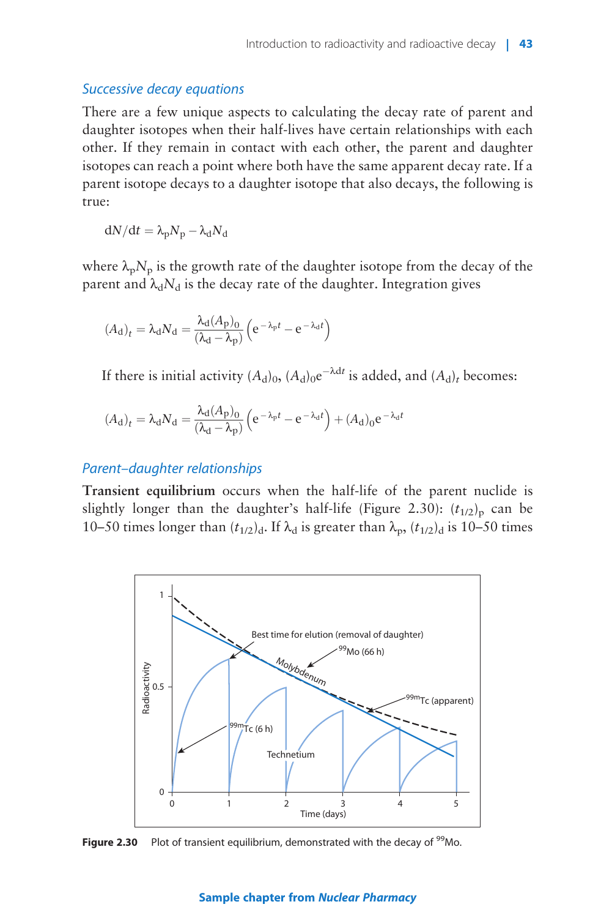### *Successive decay equations*

There are a few unique aspects to calculating the decay rate of parent and daughter isotopes when their half-lives have certain relationships with each other. If they remain in contact with each other, the parent and daughter isotopes can reach a point where both have the same apparent decay rate. If a parent isotope decays to a daughter isotope that also decays, the following is true:

$$dN/dt = \lambda_p N_p - \lambda_d N_d$$

where $\lambda_p N_p$ is the growth rate of the daughter isotope from the decay of the parent and $\lambda_d N_d$ is the decay rate of the daughter. Integration gives

$$(A_d)_t = \lambda_d N_d = \frac{\lambda_d (A_p)_0}{(\lambda_d - \lambda_p)} \left( e^{-\lambda_p t} - e^{-\lambda_d t} \right)$$

If there is initial activity $(A_d)_0$, $(A_d)_0 e^{-\lambda d t}$ is added, and $(A_d)_t$ becomes:

$$(A_d)_t = \lambda_d N_d = \frac{\lambda_d (A_p)_0}{(\lambda_d - \lambda_p)} \left( e^{-\lambda_p t} - e^{-\lambda_d t} \right) + (A_d)_0 e^{-\lambda_d t}$$

### *Parent–daughter relationships*

**Transient equilibrium** occurs when the half-life of the parent nuclide is slightly longer than the daughter's half-life (Figure 2.30): $(t_{1/2})_p$ can be 10–50 times longer than $(t_{1/2})_d$. If $\lambda_d$ is greater than $\lambda_p$, $(t_{1/2})_d$ is 10–50 times

**Figure 2.30** Plot of transient equilibrium, demonstrated with the decay of $^{99}$Mo.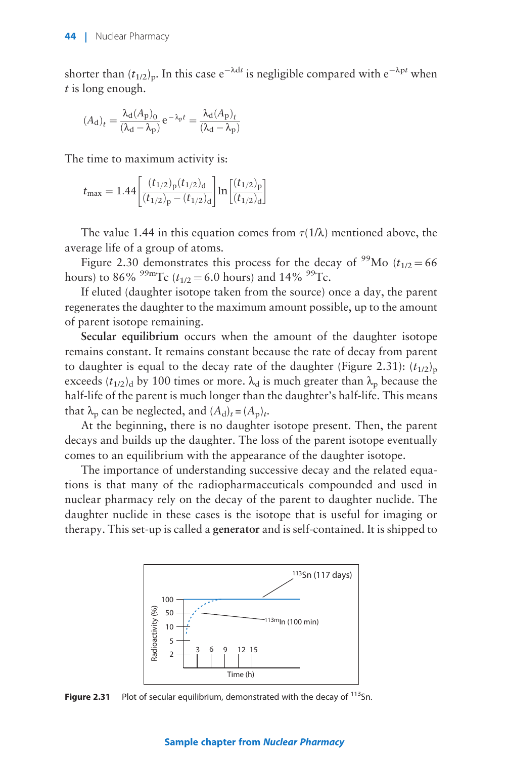shorter than $(t_{1/2})_p$. In this case $e^{-\lambda dt}$ is negligible compared with $e^{-\lambda pt}$ when $t$ is long enough.

$$(A_d)_t = \frac{\lambda_d (A_p)_0}{(\lambda_d - \lambda_p)} e^{-\lambda_p t} = \frac{\lambda_d (A_p)_t}{(\lambda_d - \lambda_p)}$$

The time to maximum activity is:

$$t_{max} = 1.44 \left[ \frac{(t_{1/2})_p (t_{1/2})_d}{(t_{1/2})_p - (t_{1/2})_d} \right] \ln \left[ \frac{(t_{1/2})_p}{(t_{1/2})_d} \right]$$

The value 1.44 in this equation comes from $\tau(1/\lambda)$ mentioned above, the average life of a group of atoms.

Figure 2.30 demonstrates this process for the decay of $^{99}$Mo ($t_{1/2} = 66$ hours) to 86% $^{99m}$Tc ($t_{1/2} = 6.0$ hours) and 14% $^{99}$Tc.

If eluted (daughter isotope taken from the source) once a day, the parent regenerates the daughter to the maximum amount possible, up to the amount of parent isotope remaining.

**Secular equilibrium** occurs when the amount of the daughter isotope remains constant. It remains constant because the rate of decay from parent to daughter is equal to the decay rate of the daughter (Figure 2.31): $(t_{1/2})_p$ exceeds $(t_{1/2})_d$ by 100 times or more. $\lambda_d$ is much greater than $\lambda_p$ because the half-life of the parent is much longer than the daughter's half-life. This means that $\lambda_p$ can be neglected, and $(A_d)_t = (A_p)_t$.

At the beginning, there is no daughter isotope present. Then, the parent decays and builds up the daughter. The loss of the parent isotope eventually comes to an equilibrium with the appearance of the daughter isotope.

The importance of understanding successive decay and the related equations is that many of the radiopharmaceuticals compounded and used in nuclear pharmacy rely on the decay of the parent to daughter nuclide. The daughter nuclide in these cases is the isotope that is useful for imaging or therapy. This set-up is called a **generator** and is self-contained. It is shipped to

**Figure 2.31** Plot of secular equilibrium, demonstrated with the decay of $^{113}$Sn.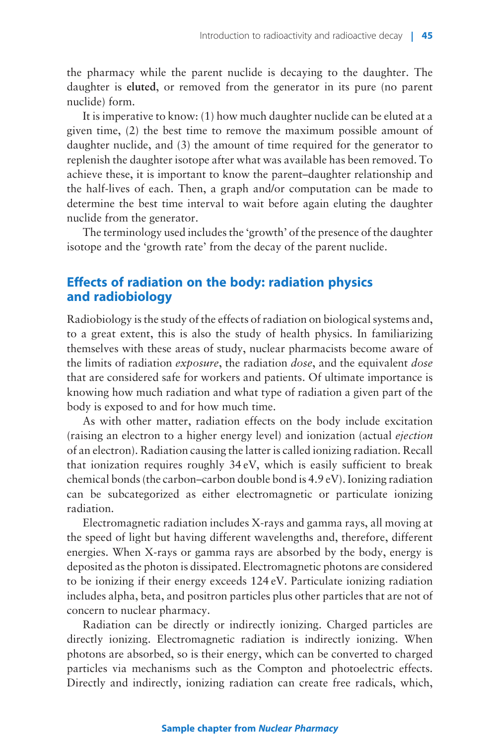the pharmacy while the parent nuclide is decaying to the daughter. The daughter is **eluted**, or removed from the generator in its pure (no parent nuclide) form.

It is imperative to know: (1) how much daughter nuclide can be eluted at a given time, (2) the best time to remove the maximum possible amount of daughter nuclide, and (3) the amount of time required for the generator to replenish the daughter isotope after what was available has been removed. To achieve these, it is important to know the parent–daughter relationship and the half-lives of each. Then, a graph and/or computation can be made to determine the best time interval to wait before again eluting the daughter nuclide from the generator.

The terminology used includes the 'growth' of the presence of the daughter isotope and the 'growth rate' from the decay of the parent nuclide.

## Effects of radiation on the body: radiation physics and radiobiology

Radiobiology is the study of the effects of radiation on biological systems and, to a great extent, this is also the study of health physics. In familiarizing themselves with these areas of study, nuclear pharmacists become aware of the limits of radiation *exposure*, the radiation *dose*, and the equivalent *dose* that are considered safe for workers and patients. Of ultimate importance is knowing how much radiation and what type of radiation a given part of the body is exposed to and for how much time.

As with other matter, radiation effects on the body include excitation (raising an electron to a higher energy level) and ionization (actual *ejection* of an electron). Radiation causing the latter is called ionizing radiation. Recall that ionization requires roughly 34 eV, which is easily sufficient to break chemical bonds (the carbon–carbon double bond is 4.9 eV). Ionizing radiation can be subcategorized as either electromagnetic or particulate ionizing radiation.

Electromagnetic radiation includes X-rays and gamma rays, all moving at the speed of light but having different wavelengths and, therefore, different energies. When X-rays or gamma rays are absorbed by the body, energy is deposited as the photon is dissipated. Electromagnetic photons are considered to be ionizing if their energy exceeds 124 eV. Particulate ionizing radiation includes alpha, beta, and positron particles plus other particles that are not of concern to nuclear pharmacy.

Radiation can be directly or indirectly ionizing. Charged particles are directly ionizing. Electromagnetic radiation is indirectly ionizing. When photons are absorbed, so is their energy, which can be converted to charged particles via mechanisms such as the Compton and photoelectric effects. Directly and indirectly, ionizing radiation can create free radicals, which,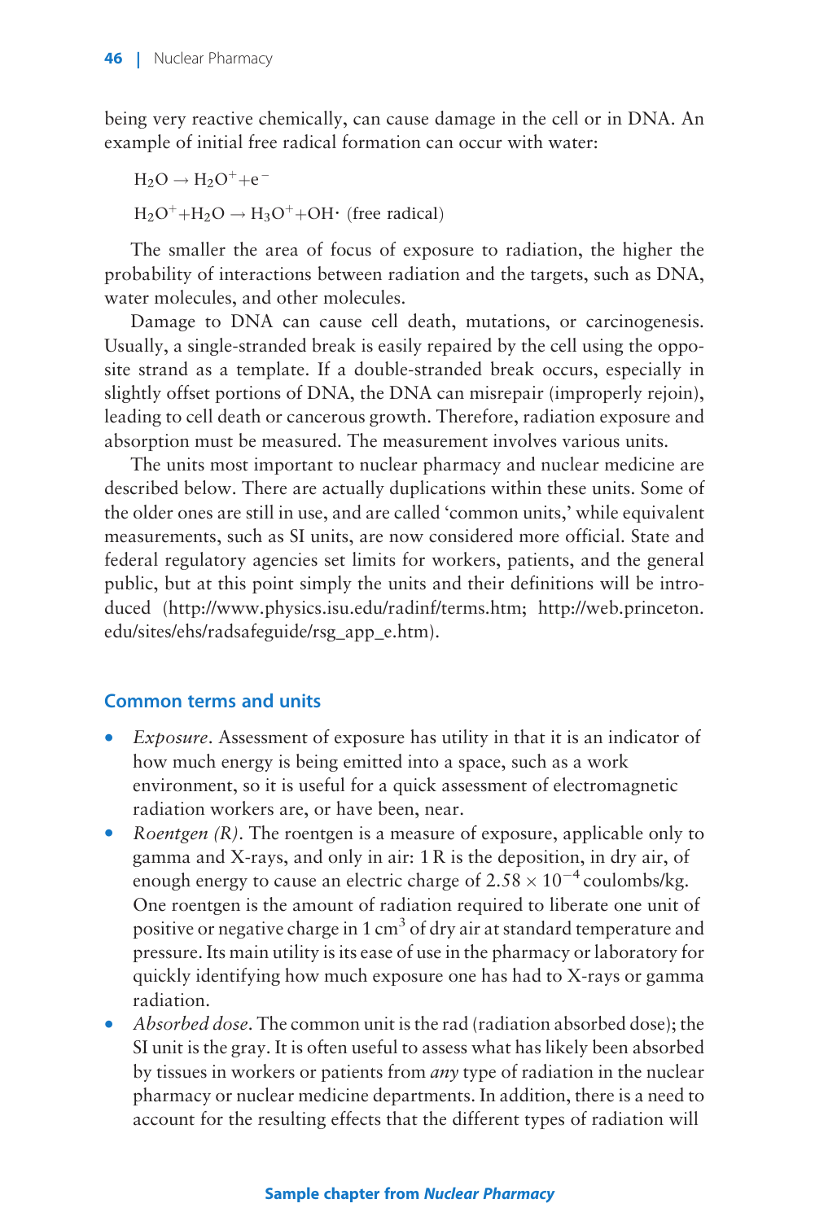being very reactive chemically, can cause damage in the cell or in DNA. An example of initial free radical formation can occur with water:

$$H_2O \rightarrow H_2O^+ + e^-$$

$$H_2O^+ + H_2O \rightarrow H_3O^+ + OH\cdot \text{ (free radical)}$$

The smaller the area of focus of exposure to radiation, the higher the probability of interactions between radiation and the targets, such as DNA, water molecules, and other molecules.

Damage to DNA can cause cell death, mutations, or carcinogenesis. Usually, a single-stranded break is easily repaired by the cell using the opposite strand as a template. If a double-stranded break occurs, especially in slightly offset portions of DNA, the DNA can misrepair (improperly rejoin), leading to cell death or cancerous growth. Therefore, radiation exposure and absorption must be measured. The measurement involves various units.

The units most important to nuclear pharmacy and nuclear medicine are described below. There are actually duplications within these units. Some of the older ones are still in use, and are called 'common units,' while equivalent measurements, such as SI units, are now considered more official. State and federal regulatory agencies set limits for workers, patients, and the general public, but at this point simply the units and their definitions will be introduced (http://www.physics.isu.edu/radinf/terms.htm; http://web.princeton.edu/sites/ehs/radsafeguide/rsg_app_e.htm).

## Common terms and units

- *Exposure*. Assessment of exposure has utility in that it is an indicator of how much energy is being emitted into a space, such as a work environment, so it is useful for a quick assessment of electromagnetic radiation workers are, or have been, near.
- *Roentgen (R)*. The roentgen is a measure of exposure, applicable only to gamma and X-rays, and only in air: 1 R is the deposition, in dry air, of enough energy to cause an electric charge of $2.58 \times 10^{-4}$ coulombs/kg. One roentgen is the amount of radiation required to liberate one unit of positive or negative charge in 1 $cm^3$ of dry air at standard temperature and pressure. Its main utility is its ease of use in the pharmacy or laboratory for quickly identifying how much exposure one has had to X-rays or gamma radiation.
- *Absorbed dose*. The common unit is the rad (radiation absorbed dose); the SI unit is the gray. It is often useful to assess what has likely been absorbed by tissues in workers or patients from *any* type of radiation in the nuclear pharmacy or nuclear medicine departments. In addition, there is a need to account for the resulting effects that the different types of radiation will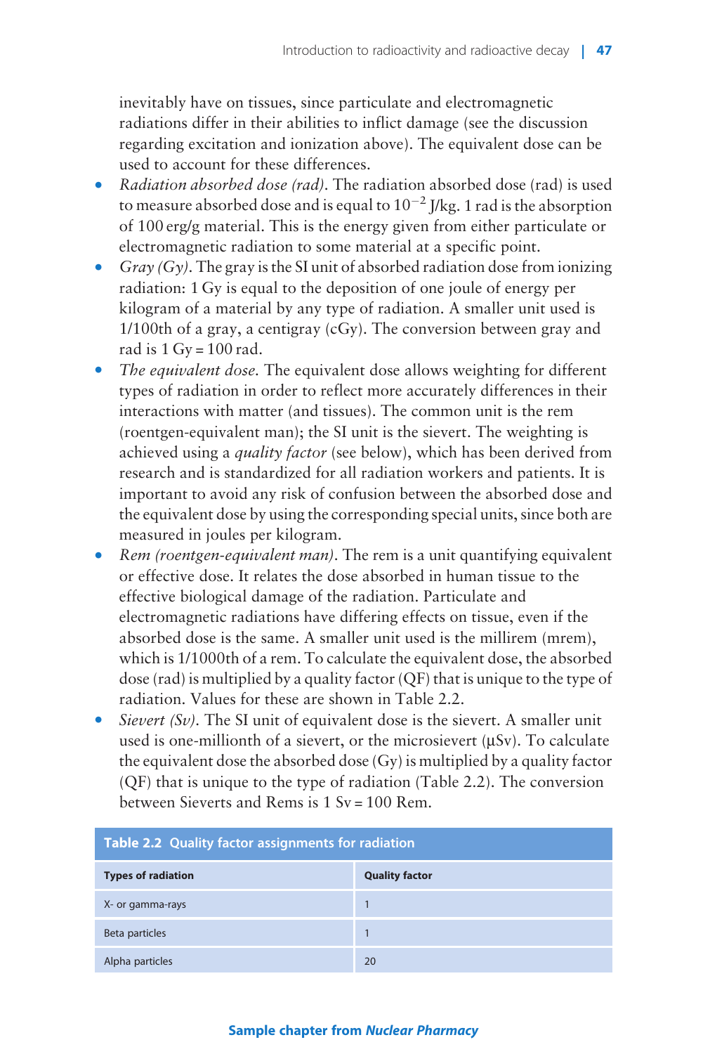inevitably have on tissues, since particulate and electromagnetic radiations differ in their abilities to inflict damage (see the discussion regarding excitation and ionization above). The equivalent dose can be used to account for these differences.

- *Radiation absorbed dose (rad)*. The radiation absorbed dose (rad) is used to measure absorbed dose and is equal to $10^{-2}$ J/kg. 1 rad is the absorption of 100 erg/g material. This is the energy given from either particulate or electromagnetic radiation to some material at a specific point.
- *Gray (Gy)*. The gray is the SI unit of absorbed radiation dose from ionizing radiation: 1 Gy is equal to the deposition of one joule of energy per kilogram of a material by any type of radiation. A smaller unit used is 1/100th of a gray, a centigray (cGy). The conversion between gray and rad is 1 Gy = 100 rad.
- *The equivalent dose*. The equivalent dose allows weighting for different types of radiation in order to reflect more accurately differences in their interactions with matter (and tissues). The common unit is the rem (roentgen-equivalent man); the SI unit is the sievert. The weighting is achieved using a *quality factor* (see below), which has been derived from research and is standardized for all radiation workers and patients. It is important to avoid any risk of confusion between the absorbed dose and the equivalent dose by using the corresponding special units, since both are measured in joules per kilogram.
- *Rem (roentgen-equivalent man)*. The rem is a unit quantifying equivalent or effective dose. It relates the dose absorbed in human tissue to the effective biological damage of the radiation. Particulate and electromagnetic radiations have differing effects on tissue, even if the absorbed dose is the same. A smaller unit used is the millirem (mrem), which is 1/1000th of a rem. To calculate the equivalent dose, the absorbed dose (rad) is multiplied by a quality factor (QF) that is unique to the type of radiation. Values for these are shown in Table 2.2.
- *Sievert (Sv)*. The SI unit of equivalent dose is the sievert. A smaller unit used is one-millionth of a sievert, or the microsievert (μSv). To calculate the equivalent dose the absorbed dose (Gy) is multiplied by a quality factor (QF) that is unique to the type of radiation (Table 2.2). The conversion between Sieverts and Rems is 1 Sv = 100 Rem.

**Table 2.2 Quality factor assignments for radiation**

| Types of radiation | Quality factor |
|---|---|
| X- or gamma-rays | 1 |
| Beta particles | 1 |
| Alpha particles | 20 |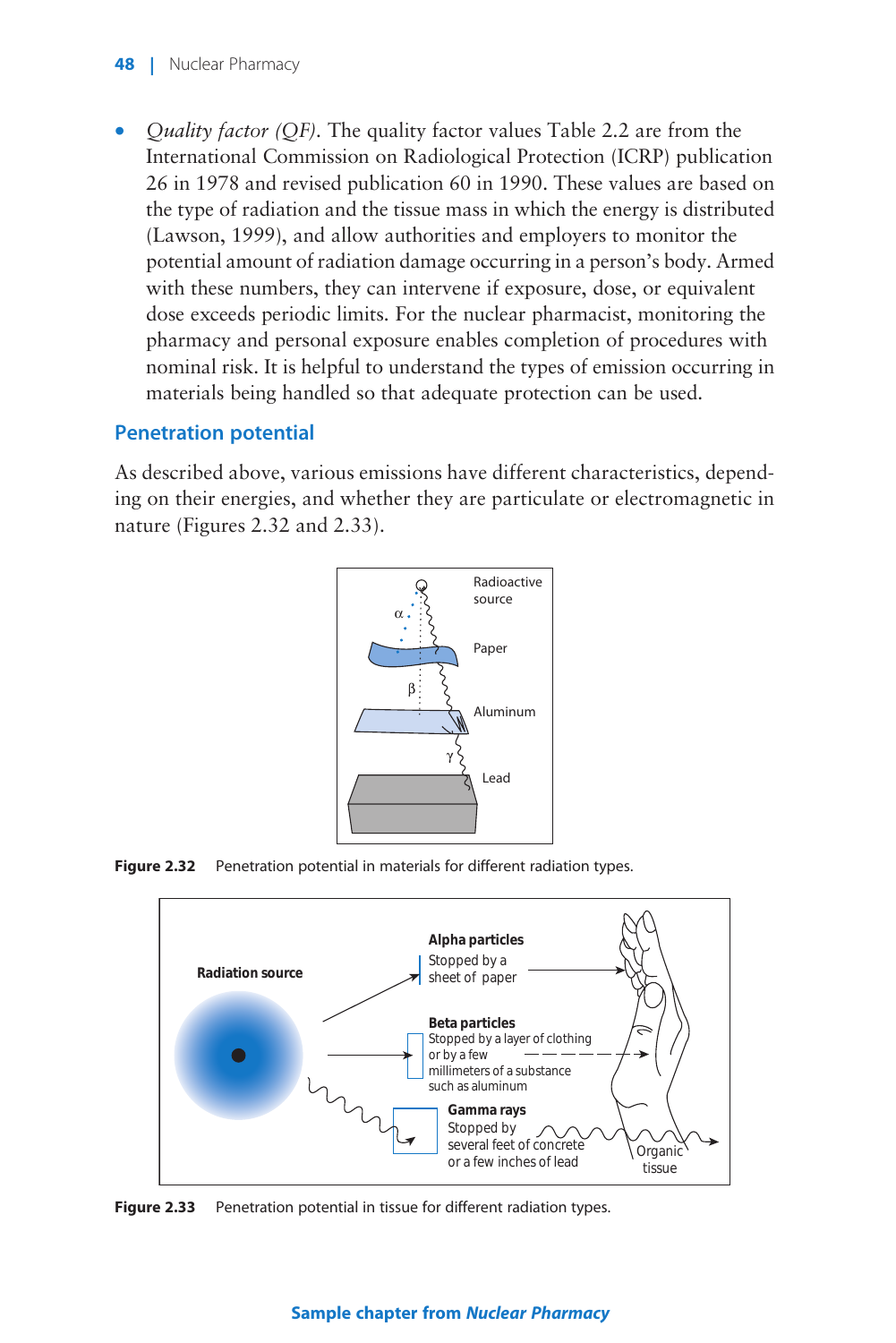- *Quality factor (QF)*. The quality factor values Table 2.2 are from the International Commission on Radiological Protection (ICRP) publication 26 in 1978 and revised publication 60 in 1990. These values are based on the type of radiation and the tissue mass in which the energy is distributed (Lawson, 1999), and allow authorities and employers to monitor the potential amount of radiation damage occurring in a person's body. Armed with these numbers, they can intervene if exposure, dose, or equivalent dose exceeds periodic limits. For the nuclear pharmacist, monitoring the pharmacy and personal exposure enables completion of procedures with nominal risk. It is helpful to understand the types of emission occurring in materials being handled so that adequate protection can be used.

## Penetration potential

As described above, various emissions have different characteristics, depending on their energies, and whether they are particulate or electromagnetic in nature (Figures 2.32 and 2.33).

**Figure 2.32** Penetration potential in materials for different radiation types.

**Figure 2.33** Penetration potential in tissue for different radiation types.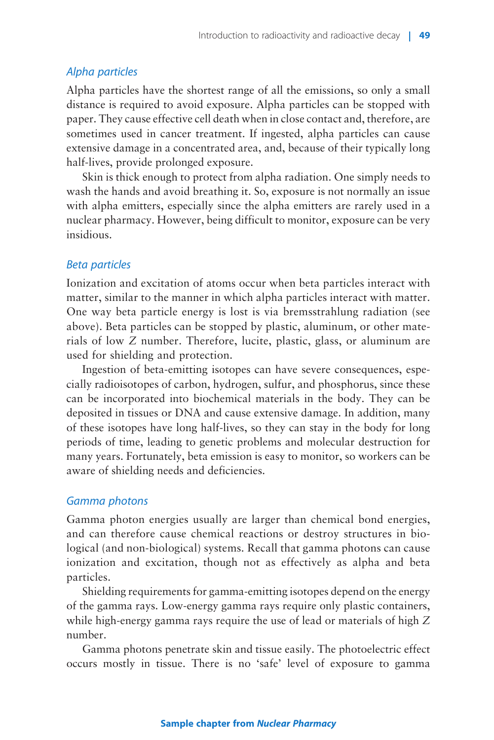### *Alpha particles*

Alpha particles have the shortest range of all the emissions, so only a small distance is required to avoid exposure. Alpha particles can be stopped with paper. They cause effective cell death when in close contact and, therefore, are sometimes used in cancer treatment. If ingested, alpha particles can cause extensive damage in a concentrated area, and, because of their typically long half-lives, provide prolonged exposure.

Skin is thick enough to protect from alpha radiation. One simply needs to wash the hands and avoid breathing it. So, exposure is not normally an issue with alpha emitters, especially since the alpha emitters are rarely used in a nuclear pharmacy. However, being difficult to monitor, exposure can be very insidious.

### *Beta particles*

Ionization and excitation of atoms occur when beta particles interact with matter, similar to the manner in which alpha particles interact with matter. One way beta particle energy is lost is via bremsstrahlung radiation (see above). Beta particles can be stopped by plastic, aluminum, or other materials of low *Z* number. Therefore, lucite, plastic, glass, or aluminum are used for shielding and protection.

Ingestion of beta-emitting isotopes can have severe consequences, especially radioisotopes of carbon, hydrogen, sulfur, and phosphorus, since these can be incorporated into biochemical materials in the body. They can be deposited in tissues or DNA and cause extensive damage. In addition, many of these isotopes have long half-lives, so they can stay in the body for long periods of time, leading to genetic problems and molecular destruction for many years. Fortunately, beta emission is easy to monitor, so workers can be aware of shielding needs and deficiencies.

### *Gamma photons*

Gamma photon energies usually are larger than chemical bond energies, and can therefore cause chemical reactions or destroy structures in biological (and non-biological) systems. Recall that gamma photons can cause ionization and excitation, though not as effectively as alpha and beta particles.

Shielding requirements for gamma-emitting isotopes depend on the energy of the gamma rays. Low-energy gamma rays require only plastic containers, while high-energy gamma rays require the use of lead or materials of high *Z* number.

Gamma photons penetrate skin and tissue easily. The photoelectric effect occurs mostly in tissue. There is no 'safe' level of exposure to gamma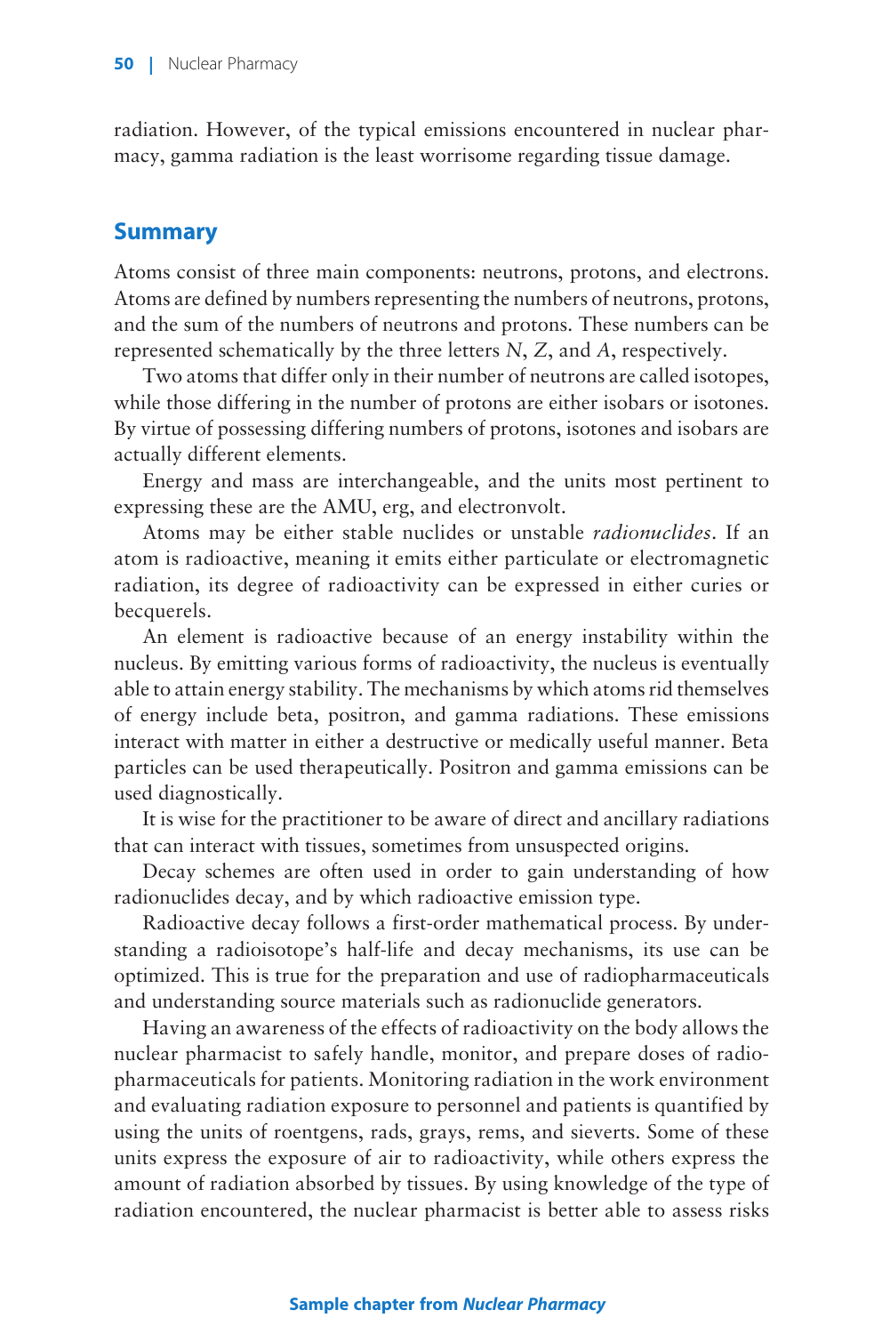radiation. However, of the typical emissions encountered in nuclear pharmacy, gamma radiation is the least worrisome regarding tissue damage.

## Summary

Atoms consist of three main components: neutrons, protons, and electrons. Atoms are defined by numbers representing the numbers of neutrons, protons, and the sum of the numbers of neutrons and protons. These numbers can be represented schematically by the three letters $N$, $Z$, and $A$, respectively.

Two atoms that differ only in their number of neutrons are called isotopes, while those differing in the number of protons are either isobars or isotones. By virtue of possessing differing numbers of protons, isotones and isobars are actually different elements.

Energy and mass are interchangeable, and the units most pertinent to expressing these are the AMU, erg, and electronvolt.

Atoms may be either stable nuclides or unstable *radionuclides*. If an atom is radioactive, meaning it emits either particulate or electromagnetic radiation, its degree of radioactivity can be expressed in either curies or becquerels.

An element is radioactive because of an energy instability within the nucleus. By emitting various forms of radioactivity, the nucleus is eventually able to attain energy stability. The mechanisms by which atoms rid themselves of energy include beta, positron, and gamma radiations. These emissions interact with matter in either a destructive or medically useful manner. Beta particles can be used therapeutically. Positron and gamma emissions can be used diagnostically.

It is wise for the practitioner to be aware of direct and ancillary radiations that can interact with tissues, sometimes from unsuspected origins.

Decay schemes are often used in order to gain understanding of how radionuclides decay, and by which radioactive emission type.

Radioactive decay follows a first-order mathematical process. By understanding a radioisotope's half-life and decay mechanisms, its use can be optimized. This is true for the preparation and use of radiopharmaceuticals and understanding source materials such as radionuclide generators.

Having an awareness of the effects of radioactivity on the body allows the nuclear pharmacist to safely handle, monitor, and prepare doses of radiopharmaceuticals for patients. Monitoring radiation in the work environment and evaluating radiation exposure to personnel and patients is quantified by using the units of roentgens, rads, grays, rems, and sieverts. Some of these units express the exposure of air to radioactivity, while others express the amount of radiation absorbed by tissues. By using knowledge of the type of radiation encountered, the nuclear pharmacist is better able to assess risks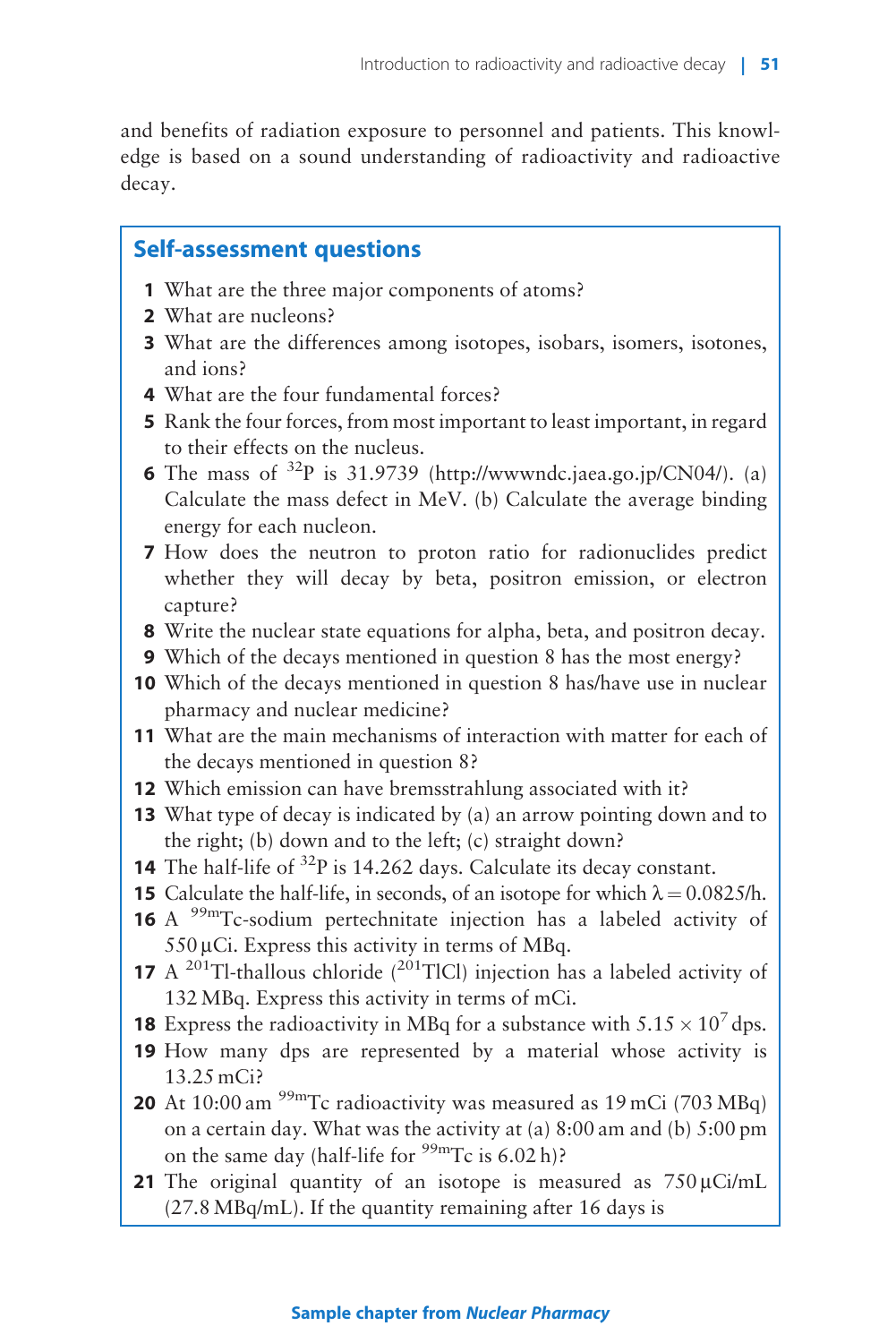and benefits of radiation exposure to personnel and patients. This knowledge is based on a sound understanding of radioactivity and radioactive decay.

## Self-assessment questions

1. What are the three major components of atoms?
2. What are nucleons?
3. What are the differences among isotopes, isobars, isomers, isotones, and ions?
4. What are the four fundamental forces?
5. Rank the four forces, from most important to least important, in regard to their effects on the nucleus.
6. The mass of $^{32}P$ is 31.9739 (http://wwwndc.jaea.go.jp/CN04/). (a) Calculate the mass defect in MeV. (b) Calculate the average binding energy for each nucleon.
7. How does the neutron to proton ratio for radionuclides predict whether they will decay by beta, positron emission, or electron capture?
8. Write the nuclear state equations for alpha, beta, and positron decay.
9. Which of the decays mentioned in question 8 has the most energy?
10. Which of the decays mentioned in question 8 has/have use in nuclear pharmacy and nuclear medicine?
11. What are the main mechanisms of interaction with matter for each of the decays mentioned in question 8?
12. Which emission can have bremsstrahlung associated with it?
13. What type of decay is indicated by (a) an arrow pointing down and to the right; (b) down and to the left; (c) straight down?
14. The half-life of $^{32}P$ is 14.262 days. Calculate its decay constant.
15. Calculate the half-life, in seconds, of an isotope for which $\lambda = 0.0825/h$.
16. A $^{99m}Tc$-sodium pertechnitate injection has a labeled activity of 550 µCi. Express this activity in terms of MBq.
17. A $^{201}Tl$-thallous chloride ($^{201}TlCl$) injection has a labeled activity of 132 MBq. Express this activity in terms of mCi.
18. Express the radioactivity in MBq for a substance with $5.15 \times 10^7$ dps.
19. How many dps are represented by a material whose activity is 13.25 mCi?
20. At 10:00 am $^{99m}Tc$ radioactivity was measured as 19 mCi (703 MBq) on a certain day. What was the activity at (a) 8:00 am and (b) 5:00 pm on the same day (half-life for $^{99m}Tc$ is 6.02 h)?
21. The original quantity of an isotope is measured as 750 µCi/mL (27.8 MBq/mL). If the quantity remaining after 16 days is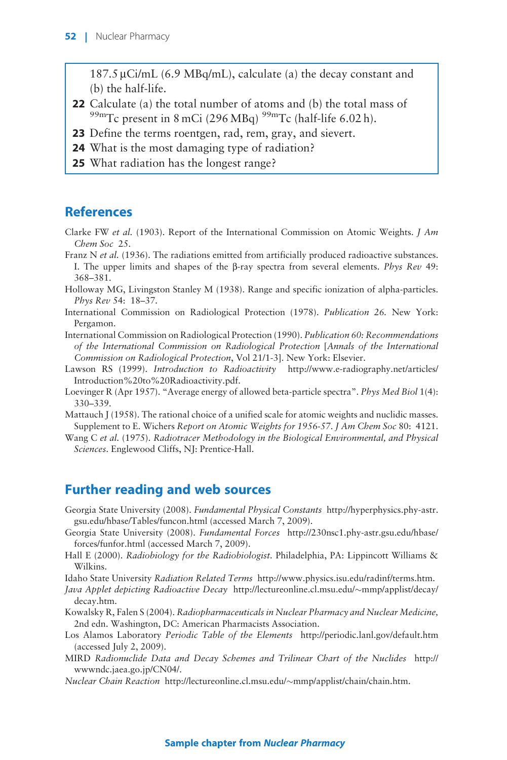187.5 μCi/mL (6.9 MBq/mL), calculate (a) the decay constant and (b) the half-life.

**22** Calculate (a) the total number of atoms and (b) the total mass of $^{99m}$Tc present in 8 mCi (296 MBq) $^{99m}$Tc (half-life 6.02 h).

**23** Define the terms roentgen, rad, rem, gray, and sievert.

**24** What is the most damaging type of radiation?

**25** What radiation has the longest range?

## References

Clarke FW *et al.* (1903). Report of the International Commission on Atomic Weights. *J Am Chem Soc* 25.

Franz N *et al.* (1936). The radiations emitted from artificially produced radioactive substances. I. The upper limits and shapes of the β-ray spectra from several elements. *Phys Rev* 49: 368–381.

Holloway MG, Livingston Stanley M (1938). Range and specific ionization of alpha-particles. *Phys Rev* 54: 18–37.

International Commission on Radiological Protection (1978). *Publication 26*. New York: Pergamon.

International Commission on Radiological Protection (1990). *Publication 60: Recommendations of the International Commission on Radiological Protection* [*Annals of the International Commission on Radiological Protection*, Vol 21/1-3]. New York: Elsevier.

Lawson RS (1999). *Introduction to Radioactivity* http://www.e-radiography.net/articles/Introduction%20to%20Radioactivity.pdf.

Loevinger R (Apr 1957). "Average energy of allowed beta-particle spectra". *Phys Med Biol* 1(4): 330–339.

Mattauch J (1958). The rational choice of a unified scale for atomic weights and nuclidic masses. Supplement to E. Wichers *Report on Atomic Weights for 1956-57. J Am Chem Soc* 80: 4121.

Wang C *et al.* (1975). *Radiotracer Methodology in the Biological Environmental, and Physical Sciences*. Englewood Cliffs, NJ: Prentice-Hall.

## Further reading and web sources

Georgia State University (2008). *Fundamental Physical Constants* http://hyperphysics.phy-astr.gsu.edu/hbase/Tables/funcon.html (accessed March 7, 2009).

Georgia State University (2008). *Fundamental Forces* http://230nsc1.phy-astr.gsu.edu/hbase/forces/funfor.html (accessed March 7, 2009).

Hall E (2000). *Radiobiology for the Radiobiologist*. Philadelphia, PA: Lippincott Williams & Wilkins.

Idaho State University *Radiation Related Terms* http://www.physics.isu.edu/radinf/terms.htm.

*Java Applet depicting Radioactive Decay* http://lectureonline.cl.msu.edu/~mmp/applist/decay/decay.htm.

Kowalsky R, Falen S (2004). *Radiopharmaceuticals in Nuclear Pharmacy and Nuclear Medicine*, 2nd edn. Washington, DC: American Pharmacists Association.

Los Alamos Laboratory *Periodic Table of the Elements* http://periodic.lanl.gov/default.htm (accessed July 2, 2009).

MIRD *Radionuclide Data and Decay Schemes and Trilinear Chart of the Nuclides* http://wwwndc.jaea.go.jp/CN04/.

*Nuclear Chain Reaction* http://lectureonline.cl.msu.edu/~mmp/applist/chain/chain.htm.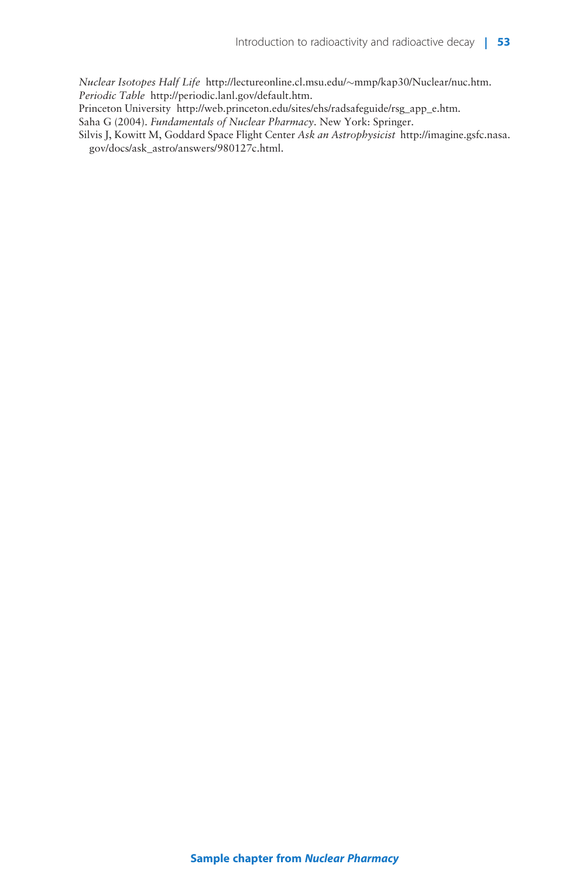*Nuclear Isotopes Half Life* http://lectureonline.cl.msu.edu/~mmp/kap30/Nuclear/nuc.htm.

*Periodic Table* http://periodic.lanl.gov/default.htm.

Princeton University http://web.princeton.edu/sites/ehs/radsafeguide/rsg_app_e.htm.

Saha G (2004). *Fundamentals of Nuclear Pharmacy*. New York: Springer.

Silvis J, Kowitt M, Goddard Space Flight Center *Ask an Astrophysicist* http://imagine.gsfc.nasa.gov/docs/ask_astro/answers/980127c.html.